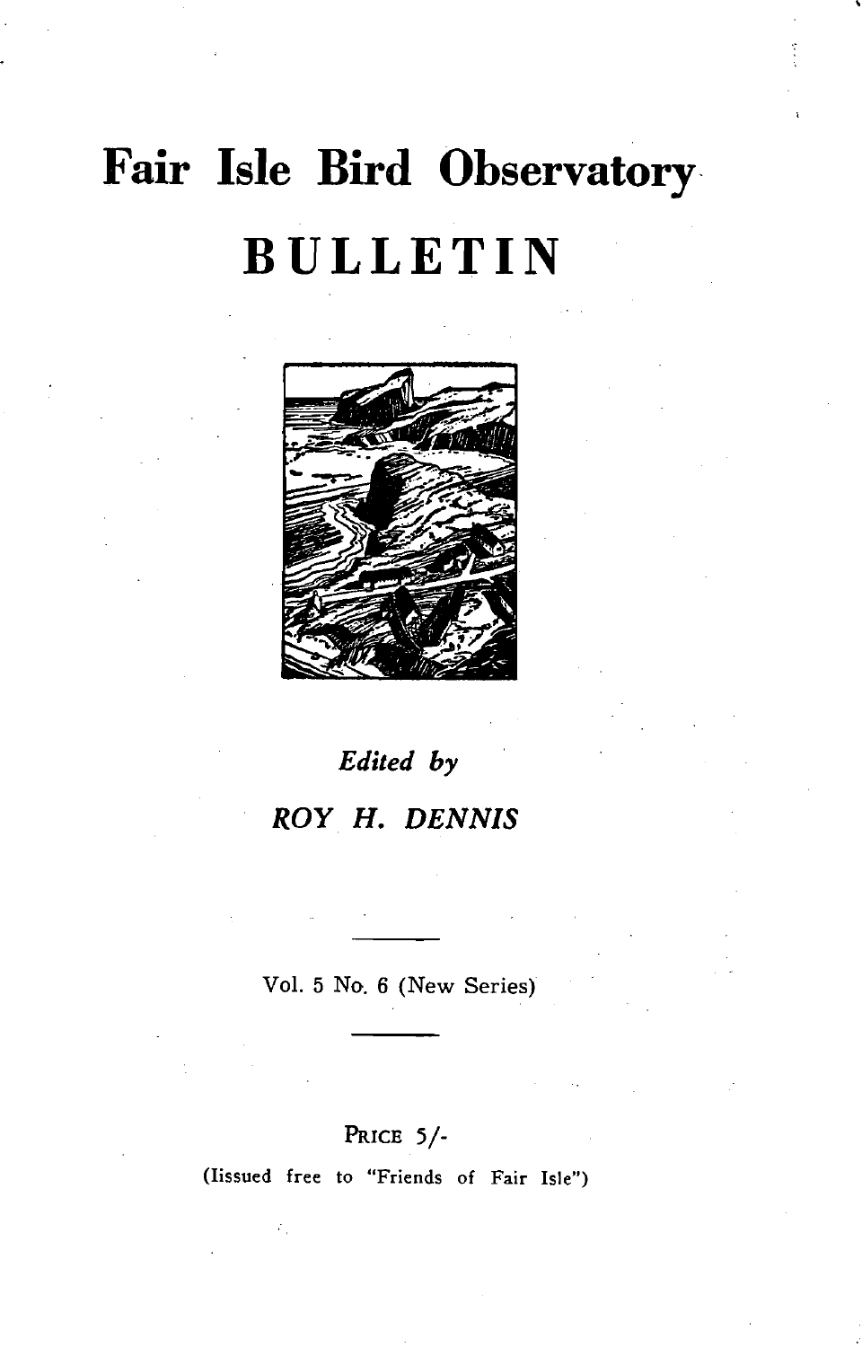# Fair Isle Bird Observatory

# BULLETIN

*Edited by*

*ROY H. DENNIS*

---

Vol. 5 No. 6 (New Series)

---

PRICE 5/-

(Iissued free to "Friends of Fair Isle")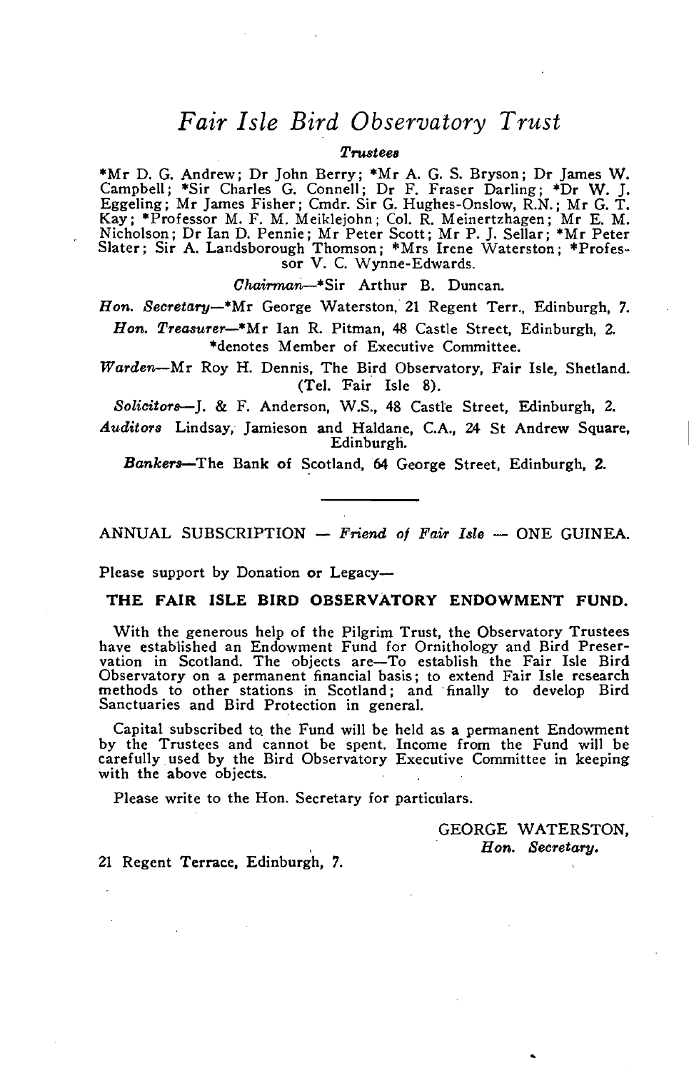# *Fair Isle Bird Observatory Trust*

***Trustees***

*Mr D. G. Andrew; Dr John Berry; *Mr A. G. S. Bryson; Dr James W. Campbell; *Sir Charles G. Connell; Dr F. Fraser Darling; *Dr W. J. Eggeling; Mr James Fisher; Cmdr. Sir G. Hughes-Onslow, R.N.; Mr G. T. Kay; *Professor M. F. M. Meiklejohn; Col. R. Meinertzhagen; Mr E. M. Nicholson; Dr Ian D. Pennie; Mr Peter Scott; Mr P. J. Sellar; *Mr Peter Slater; Sir A. Landsborough Thomson; *Mrs Irene Waterston; *Professor V. C. Wynne-Edwards.

*Chairman*—*Sir Arthur B. Duncan.

*Hon. Secretary*—*Mr George Waterston, 21 Regent Terr., Edinburgh, 7.

*Hon. Treasurer*—*Mr Ian R. Pitman, 48 Castle Street, Edinburgh, 2.

*denotes Member of Executive Committee.

*Warden*—Mr Roy H. Dennis, The Bird Observatory, Fair Isle, Shetland. (Tel. Fair Isle 8).

*Solicitors*—J. & F. Anderson, W.S., 48 Castle Street, Edinburgh, 2.

*Auditors* Lindsay, Jamieson and Haldane, C.A., 24 St Andrew Square, Edinburgh.

*Bankers*—The Bank of Scotland, 64 George Street, Edinburgh, 2.

---

ANNUAL SUBSCRIPTION — *Friend of Fair Isle* — ONE GUINEA.

Please support by Donation or Legacy—

**THE FAIR ISLE BIRD OBSERVATORY ENDOWMENT FUND.**

With the generous help of the Pilgrim Trust, the Observatory Trustees have established an Endowment Fund for Ornithology and Bird Preservation in Scotland. The objects are—To establish the Fair Isle Bird Observatory on a permanent financial basis; to extend Fair Isle research methods to other stations in Scotland; and finally to develop Bird Sanctuaries and Bird Protection in general.

Capital subscribed to the Fund will be held as a permanent Endowment by the Trustees and cannot be spent. Income from the Fund will be carefully used by the Bird Observatory Executive Committee in keeping with the above objects.

Please write to the Hon. Secretary for particulars.

GEORGE WATERSTON,
*Hon. Secretary.*

21 Regent Terrace, Edinburgh, 7.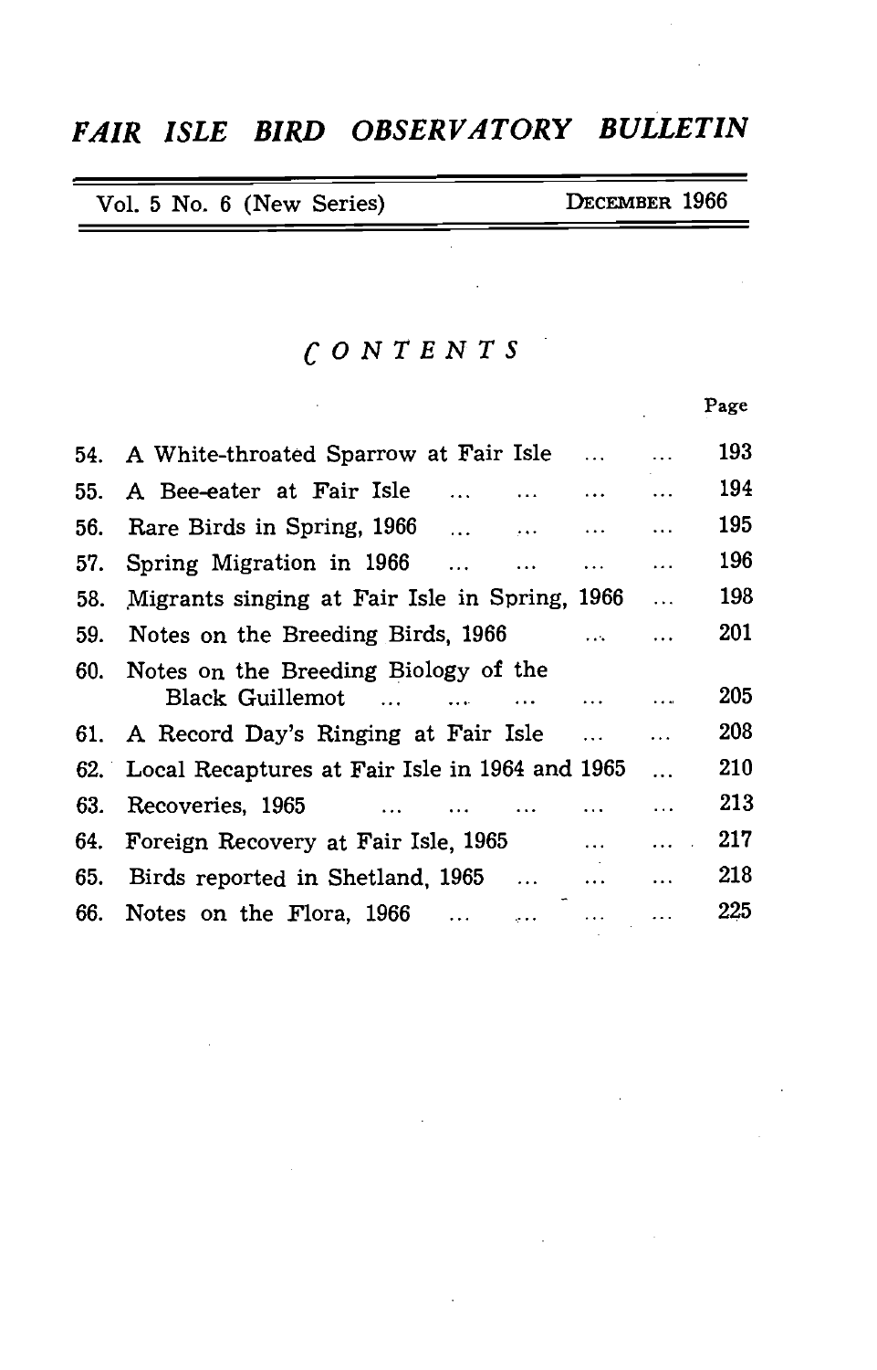# *FAIR ISLE BIRD OBSERVATORY BULLETIN*

Vol. 5 No. 6 (New Series) DECEMBER 1966

## *CONTENTS*

| | | Page |
|---|---|---|
| 54. | A White-throated Sparrow at Fair Isle ... ... | 193 |
| 55. | A Bee-eater at Fair Isle ... ... ... ... | 194 |
| 56. | Rare Birds in Spring, 1966 ... ... ... ... | 195 |
| 57. | Spring Migration in 1966 ... ... ... ... | 196 |
| 58. | Migrants singing at Fair Isle in Spring, 1966 ... | 198 |
| 59. | Notes on the Breeding Birds, 1966 ... ... | 201 |
| 60. | Notes on the Breeding Biology of the Black Guillemot ... ... ... ... ... | 205 |
| 61. | A Record Day's Ringing at Fair Isle ... ... | 208 |
| 62. | Local Recaptures at Fair Isle in 1964 and 1965 ... | 210 |
| 63. | Recoveries, 1965 ... ... ... ... ... | 213 |
| 64. | Foreign Recovery at Fair Isle, 1965 ... ... | 217 |
| 65. | Birds reported in Shetland, 1965 ... ... ... | 218 |
| 66. | Notes on the Flora, 1966 ... ... ... ... | 225 |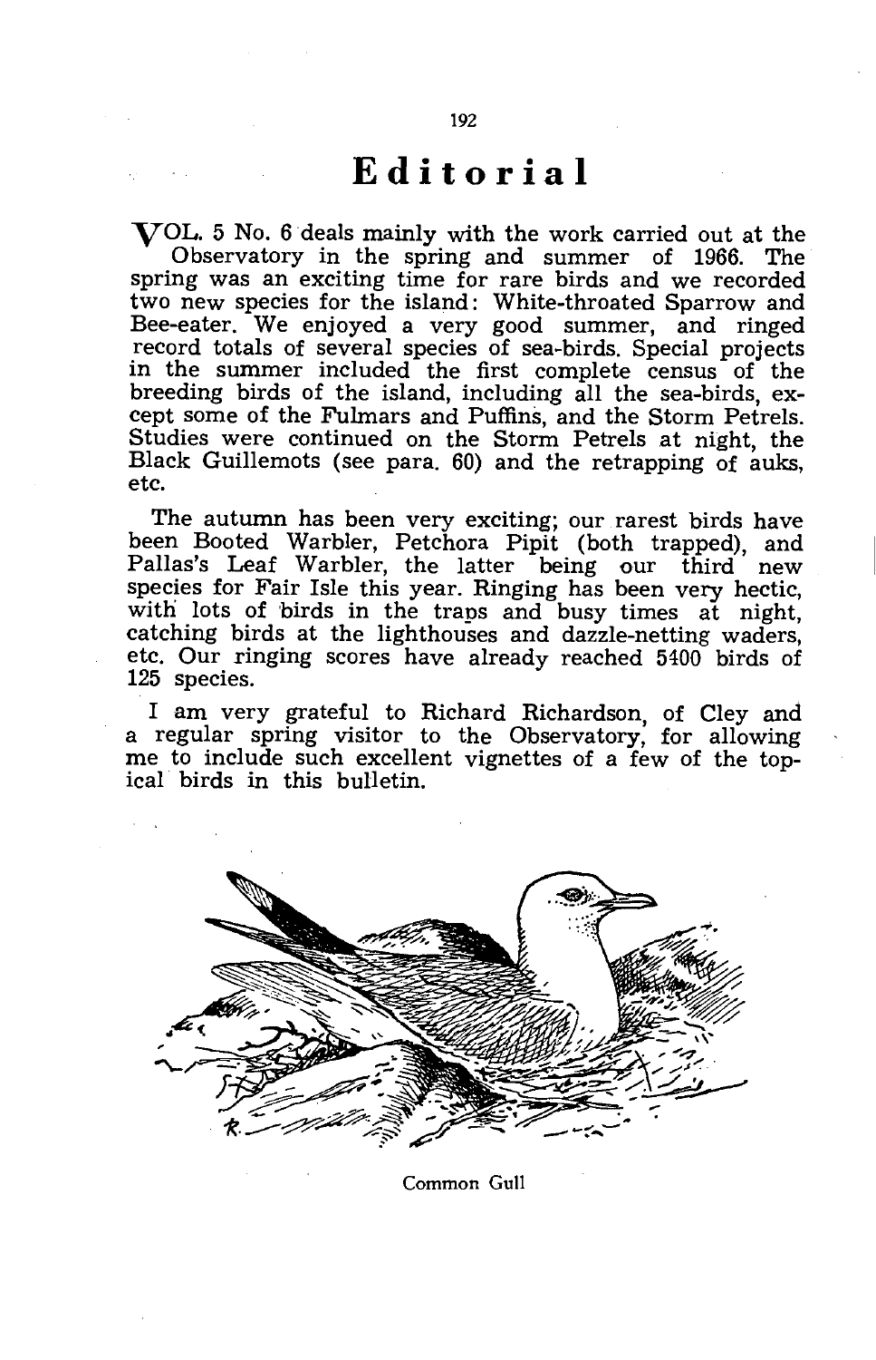# Editorial

VOL. 5 No. 6 deals mainly with the work carried out at the Observatory in the spring and summer of 1966. The spring was an exciting time for rare birds and we recorded two new species for the island: White-throated Sparrow and Bee-eater. We enjoyed a very good summer, and ringed record totals of several species of sea-birds. Special projects in the summer included the first complete census of the breeding birds of the island, including all the sea-birds, except some of the Fulmars and Puffins, and the Storm Petrels. Studies were continued on the Storm Petrels at night, the Black Guillemots (see para. 60) and the retrapping of auks, etc.

The autumn has been very exciting; our rarest birds have been Booted Warbler, Petchora Pipit (both trapped), and Pallas's Leaf Warbler, the latter being our third new species for Fair Isle this year. Ringing has been very hectic, with lots of birds in the traps and busy times at night, catching birds at the lighthouses and dazzle-netting waders, etc. Our ringing scores have already reached 5400 birds of 125 species.

I am very grateful to Richard Richardson, of Cley and a regular spring visitor to the Observatory, for allowing me to include such excellent vignettes of a few of the topical birds in this bulletin.

Common Gull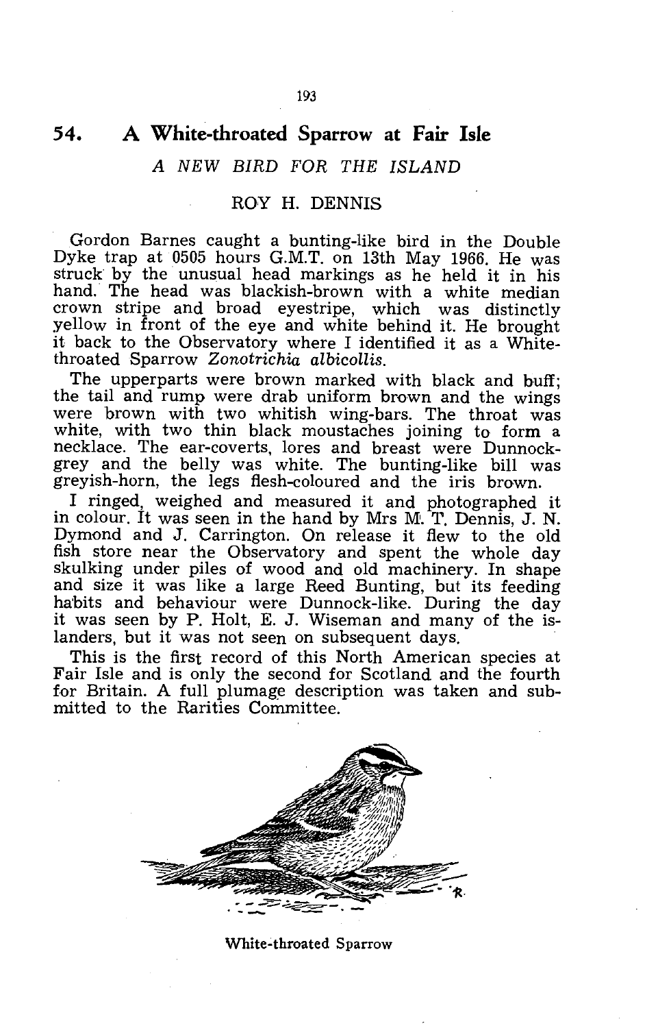## 54. A White-throated Sparrow at Fair Isle

### *A NEW BIRD FOR THE ISLAND*

ROY H. DENNIS

Gordon Barnes caught a bunting-like bird in the Double Dyke trap at 0505 hours G.M.T. on 13th May 1966. He was struck by the unusual head markings as he held it in his hand. The head was blackish-brown with a white median crown stripe and broad eyestripe, which was distinctly yellow in front of the eye and white behind it. He brought it back to the Observatory where I identified it as a White-throated Sparrow *Zonotrichia albicollis*.

The upperparts were brown marked with black and buff; the tail and rump were drab uniform brown and the wings were brown with two whitish wing-bars. The throat was white, with two thin black moustaches joining to form a necklace. The ear-coverts, lores and breast were Dunnock-grey and the belly was white. The bunting-like bill was greyish-horn, the legs flesh-coloured and the iris brown.

I ringed, weighed and measured it and photographed it in colour. It was seen in the hand by Mrs M. T. Dennis, J. N. Dymond and J. Carrington. On release it flew to the old fish store near the Observatory and spent the whole day skulking under piles of wood and old machinery. In shape and size it was like a large Reed Bunting, but its feeding habits and behaviour were Dunnock-like. During the day it was seen by P. Holt, E. J. Wiseman and many of the islanders, but it was not seen on subsequent days.

This is the first record of this North American species at Fair Isle and is only the second for Scotland and the fourth for Britain. A full plumage description was taken and submitted to the Rarities Committee.

White-throated Sparrow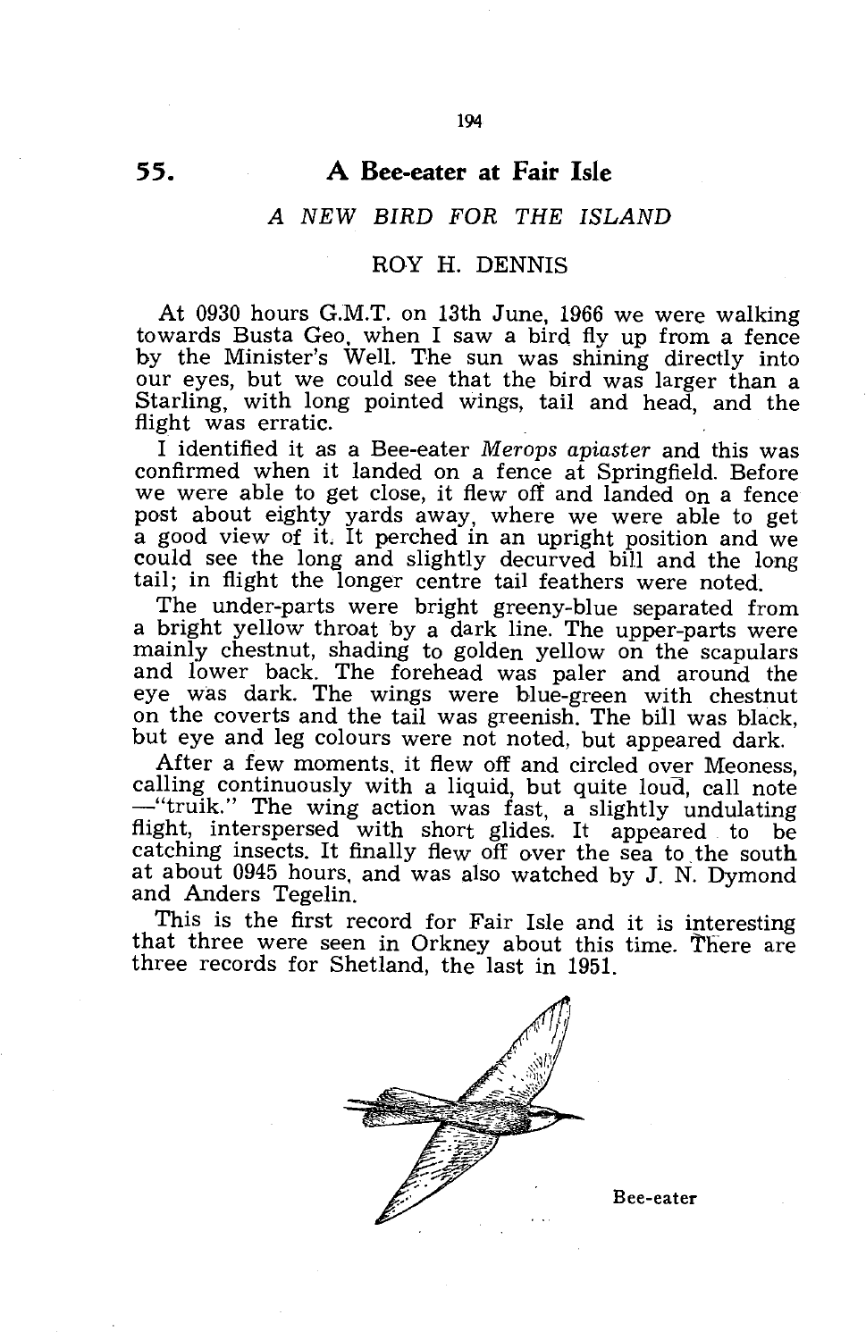## 55. A Bee-eater at Fair Isle

### *A NEW BIRD FOR THE ISLAND*

ROY H. DENNIS

At 0930 hours G.M.T. on 13th June, 1966 we were walking towards Busta Geo, when I saw a bird fly up from a fence by the Minister's Well. The sun was shining directly into our eyes, but we could see that the bird was larger than a Starling, with long pointed wings, tail and head, and the flight was erratic.

I identified it as a Bee-eater *Merops apiaster* and this was confirmed when it landed on a fence at Springfield. Before we were able to get close, it flew off and landed on a fence post about eighty yards away, where we were able to get a good view of it. It perched in an upright position and we could see the long and slightly decurved bill and the long tail; in flight the longer centre tail feathers were noted.

The under-parts were bright greeny-blue separated from a bright yellow throat by a dark line. The upper-parts were mainly chestnut, shading to golden yellow on the scapulars and lower back. The forehead was paler and around the eye was dark. The wings were blue-green with chestnut on the coverts and the tail was greenish. The bill was black, but eye and leg colours were not noted, but appeared dark.

After a few moments, it flew off and circled over Meoness, calling continuously with a liquid, but quite loud, call note —"truik." The wing action was fast, a slightly undulating flight, interspersed with short glides. It appeared to be catching insects. It finally flew off over the sea to the south at about 0945 hours, and was also watched by J. N. Dymond and Anders Tegelin.

This is the first record for Fair Isle and it is interesting that three were seen in Orkney about this time. There are three records for Shetland, the last in 1951.

Bee-eater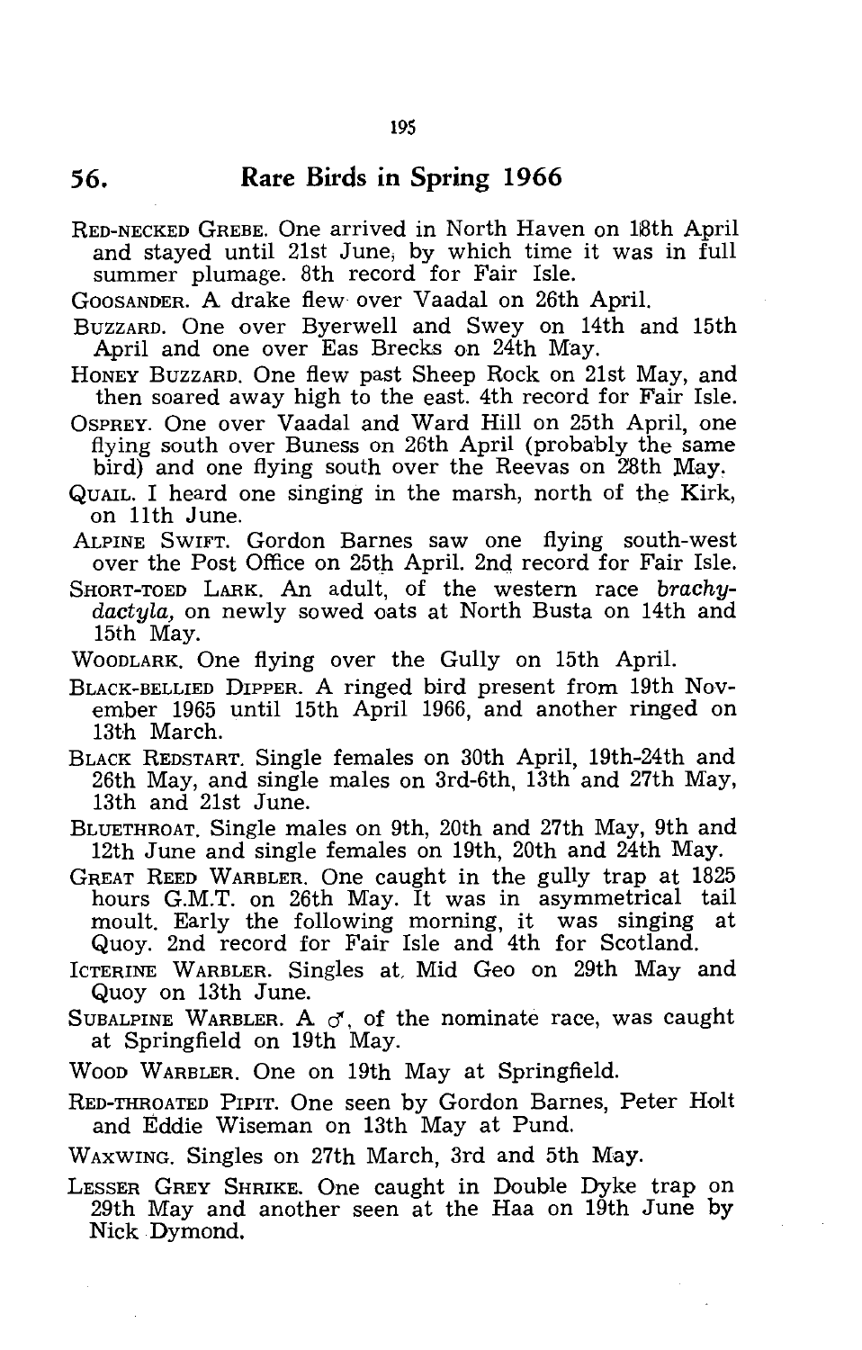## 56. Rare Birds in Spring 1966

RED-NECKED GREBE. One arrived in North Haven on 18th April and stayed until 21st June, by which time it was in full summer plumage. 8th record for Fair Isle.

GOOSANDER. A drake flew over Vaadal on 26th April.

BUZZARD. One over Byerwell and Swey on 14th and 15th April and one over Eas Brecks on 24th May.

HONEY BUZZARD. One flew past Sheep Rock on 21st May, and then soared away high to the east. 4th record for Fair Isle.

OSPREY. One over Vaadal and Ward Hill on 25th April, one flying south over Buness on 26th April (probably the same bird) and one flying south over the Reevas on 28th May.

QUAIL. I heard one singing in the marsh, north of the Kirk, on 11th June.

ALPINE SWIFT. Gordon Barnes saw one flying south-west over the Post Office on 25th April. 2nd record for Fair Isle.

SHORT-TOED LARK. An adult, of the western race *brachydactyla*, on newly sowed oats at North Busta on 14th and 15th May.

WOODLARK. One flying over the Gully on 15th April.

BLACK-BELLIED DIPPER. A ringed bird present from 19th November 1965 until 15th April 1966, and another ringed on 13th March.

BLACK REDSTART. Single females on 30th April, 19th-24th and 26th May, and single males on 3rd-6th, 13th and 27th May, 13th and 21st June.

BLUETHROAT. Single males on 9th, 20th and 27th May, 9th and 12th June and single females on 19th, 20th and 24th May.

GREAT REED WARBLER. One caught in the gully trap at 1825 hours G.M.T. on 26th May. It was in asymmetrical tail moult. Early the following morning, it was singing at Quoy. 2nd record for Fair Isle and 4th for Scotland.

ICTERINE WARBLER. Singles at Mid Geo on 29th May and Quoy on 13th June.

SUBALPINE WARBLER. A ♂, of the nominate race, was caught at Springfield on 19th May.

WOOD WARBLER. One on 19th May at Springfield.

RED-THROATED PIPIT. One seen by Gordon Barnes, Peter Holt and Eddie Wiseman on 13th May at Pund.

WAXWING. Singles on 27th March, 3rd and 5th May.

LESSER GREY SHRIKE. One caught in Double Dyke trap on 29th May and another seen at the Haa on 19th June by Nick Dymond.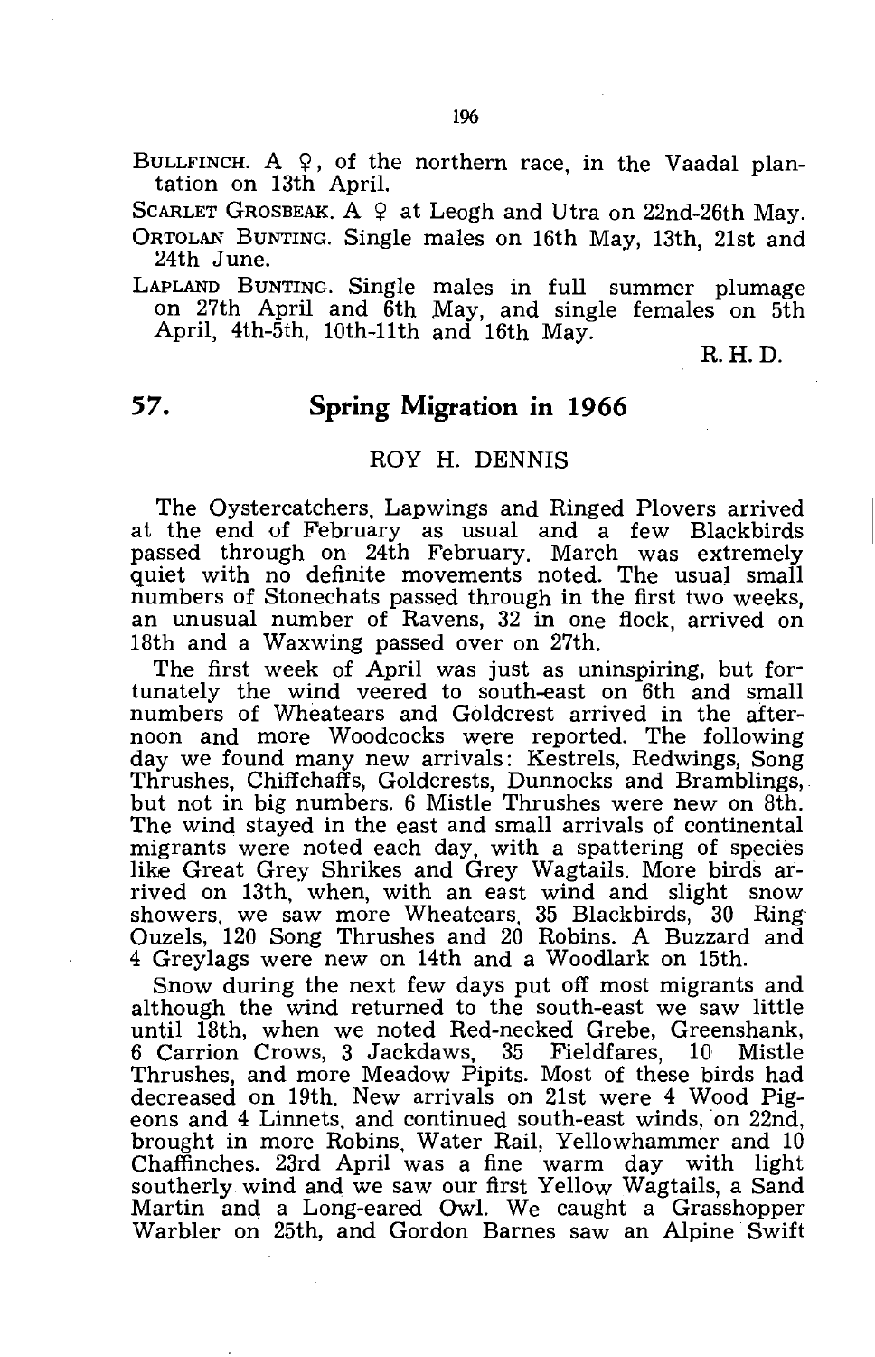**Bullfinch.** A ♀, of the northern race, in the Vaadal plantation on 13th April.

**Scarlet Grosbeak.** A ♀ at Leogh and Utra on 22nd-26th May.

**Ortolan Bunting.** Single males on 16th May, 13th, 21st and 24th June.

**Lapland Bunting.** Single males in full summer plumage on 27th April and 6th May, and single females on 5th April, 4th-5th, 10th-11th and 16th May.

R. H. D.

## 57. Spring Migration in 1966

ROY H. DENNIS

The Oystercatchers, Lapwings and Ringed Plovers arrived at the end of February as usual and a few Blackbirds passed through on 24th February. March was extremely quiet with no definite movements noted. The usual small numbers of Stonechats passed through in the first two weeks, an unusual number of Ravens, 32 in one flock, arrived on 18th and a Waxwing passed over on 27th.

The first week of April was just as uninspiring, but fortunately the wind veered to south-east on 6th and small numbers of Wheatears and Goldcrest arrived in the afternoon and more Woodcocks were reported. The following day we found many new arrivals: Kestrels, Redwings, Song Thrushes, Chiffchaffs, Goldcrests, Dunnocks and Bramblings, but not in big numbers. 6 Mistle Thrushes were new on 8th. The wind stayed in the east and small arrivals of continental migrants were noted each day, with a spattering of species like Great Grey Shrikes and Grey Wagtails. More birds arrived on 13th, when, with an east wind and slight snow showers, we saw more Wheatears, 35 Blackbirds, 30 Ring Ouzels, 120 Song Thrushes and 20 Robins. A Buzzard and 4 Greylags were new on 14th and a Woodlark on 15th.

Snow during the next few days put off most migrants and although the wind returned to the south-east we saw little until 18th, when we noted Red-necked Grebe, Greenshank, 6 Carrion Crows, 3 Jackdaws, 35 Fieldfares, 10 Mistle Thrushes, and more Meadow Pipits. Most of these birds had decreased on 19th. New arrivals on 21st were 4 Wood Pigeons and 4 Linnets, and continued south-east winds, on 22nd, brought in more Robins, Water Rail, Yellowhammer and 10 Chaffinches. 23rd April was a fine warm day with light southerly wind and we saw our first Yellow Wagtails, a Sand Martin and a Long-eared Owl. We caught a Grasshopper Warbler on 25th, and Gordon Barnes saw an Alpine Swift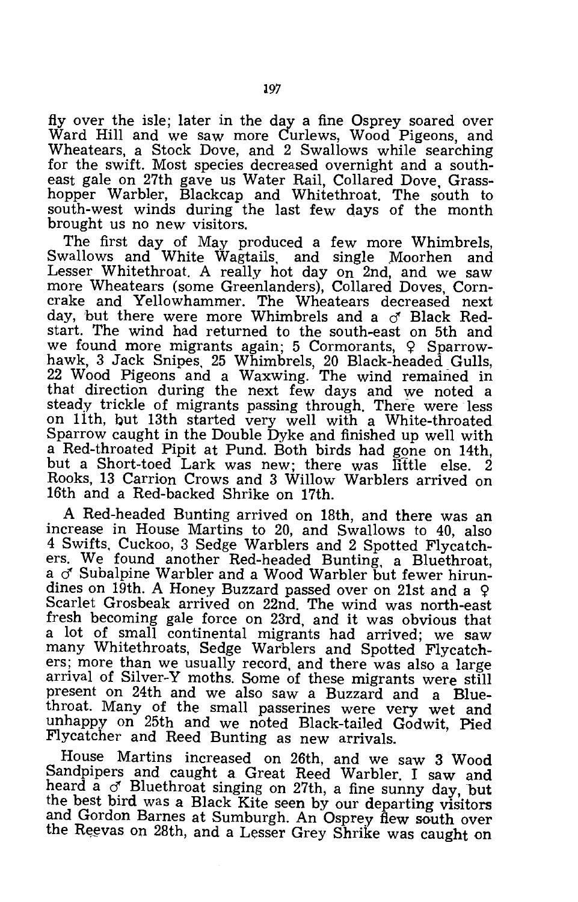fly over the isle; later in the day a fine Osprey soared over Ward Hill and we saw more Curlews, Wood Pigeons, and Wheatears, a Stock Dove, and 2 Swallows while searching for the swift. Most species decreased overnight and a south-east gale on 27th gave us Water Rail, Collared Dove, Grasshopper Warbler, Blackcap and Whitethroat. The south to south-west winds during the last few days of the month brought us no new visitors.

The first day of May produced a few more Whimbrels, Swallows and White Wagtails, and single Moorhen and Lesser Whitethroat. A really hot day on 2nd, and we saw more Wheatears (some Greenlanders), Collared Doves, Corncrake and Yellowhammer. The Wheatears decreased next day, but there were more Whimbrels and a ♂ Black Redstart. The wind had returned to the south-east on 5th and we found more migrants again; 5 Cormorants, ♀ Sparrowhawk, 3 Jack Snipes, 25 Whimbrels, 20 Black-headed Gulls, 22 Wood Pigeons and a Waxwing. The wind remained in that direction during the next few days and we noted a steady trickle of migrants passing through. There were less on 11th, but 13th started very well with a White-throated Sparrow caught in the Double Dyke and finished up well with a Red-throated Pipit at Pund. Both birds had gone on 14th, but a Short-toed Lark was new; there was little else. 2 Rooks, 13 Carrion Crows and 3 Willow Warblers arrived on 16th and a Red-backed Shrike on 17th.

A Red-headed Bunting arrived on 18th, and there was an increase in House Martins to 20, and Swallows to 40, also 4 Swifts, Cuckoo, 3 Sedge Warblers and 2 Spotted Flycatchers. We found another Red-headed Bunting, a Bluethroat, a ♂ Subalpine Warbler and a Wood Warbler but fewer hirundines on 19th. A Honey Buzzard passed over on 21st and a ♀ Scarlet Grosbeak arrived on 22nd. The wind was north-east fresh becoming gale force on 23rd, and it was obvious that a lot of small continental migrants had arrived; we saw many Whitethroats, Sedge Warblers and Spotted Flycatchers; more than we usually record, and there was also a large arrival of Silver-Y moths. Some of these migrants were still present on 24th and we also saw a Buzzard and a Bluethroat. Many of the small passerines were very wet and unhappy on 25th and we noted Black-tailed Godwit, Pied Flycatcher and Reed Bunting as new arrivals.

House Martins increased on 26th, and we saw 3 Wood Sandpipers and caught a Great Reed Warbler. I saw and heard a ♂ Bluethroat singing on 27th, a fine sunny day, but the best bird was a Black Kite seen by our departing visitors and Gordon Barnes at Sumburgh. An Osprey flew south over the Reevas on 28th, and a Lesser Grey Shrike was caught on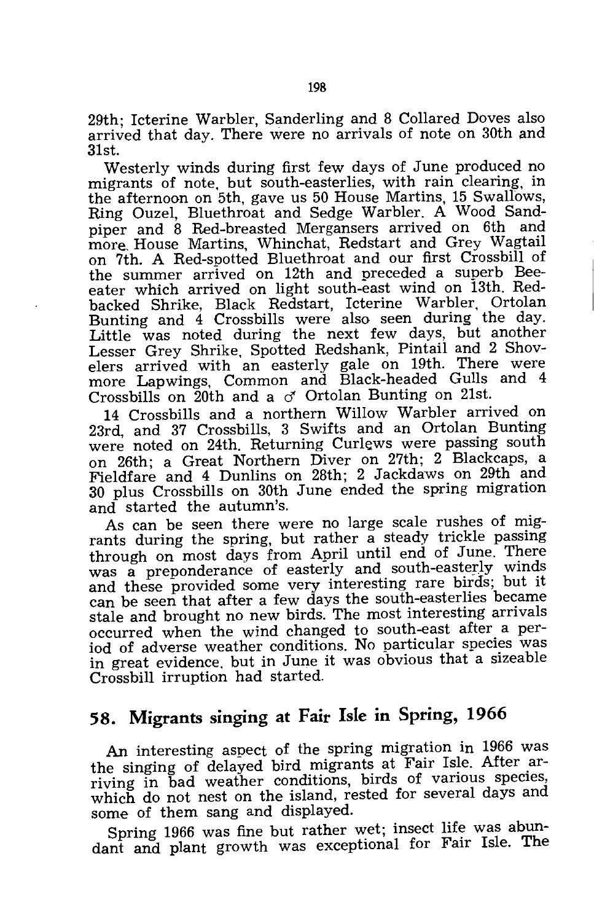29th; Icterine Warbler, Sanderling and 8 Collared Doves also arrived that day. There were no arrivals of note on 30th and 31st.

Westerly winds during first few days of June produced no migrants of note, but south-easterlies, with rain clearing, in the afternoon on 5th, gave us 50 House Martins, 15 Swallows, Ring Ouzel, Bluethroat and Sedge Warbler. A Wood Sandpiper and 8 Red-breasted Mergansers arrived on 6th and more House Martins, Whinchat, Redstart and Grey Wagtail on 7th. A Red-spotted Bluethroat and our first Crossbill of the summer arrived on 12th and preceded a superb Bee-eater which arrived on light south-east wind on 13th. Red-backed Shrike, Black Redstart, Icterine Warbler, Ortolan Bunting and 4 Crossbills were also seen during the day. Little was noted during the next few days, but another Lesser Grey Shrike, Spotted Redshank, Pintail and 2 Shovelers arrived with an easterly gale on 19th. There were more Lapwings, Common and Black-headed Gulls and 4 Crossbills on 20th and a ♂ Ortolan Bunting on 21st.

14 Crossbills and a northern Willow Warbler arrived on 23rd, and 37 Crossbills, 3 Swifts and an Ortolan Bunting were noted on 24th. Returning Curlews were passing south on 26th; a Great Northern Diver on 27th; 2 Blackcaps, a Fieldfare and 4 Dunlins on 28th; 2 Jackdaws on 29th and 30 plus Crossbills on 30th June ended the spring migration and started the autumn's.

As can be seen there were no large scale rushes of migrants during the spring, but rather a steady trickle passing through on most days from April until end of June. There was a preponderance of easterly and south-easterly winds and these provided some very interesting rare birds; but it can be seen that after a few days the south-easterlies became stale and brought no new birds. The most interesting arrivals occurred when the wind changed to south-east after a period of adverse weather conditions. No particular species was in great evidence, but in June it was obvious that a sizeable Crossbill irruption had started.

## 58. Migrants singing at Fair Isle in Spring, 1966

An interesting aspect of the spring migration in 1966 was the singing of delayed bird migrants at Fair Isle. After arriving in bad weather conditions, birds of various species, which do not nest on the island, rested for several days and some of them sang and displayed.

Spring 1966 was fine but rather wet; insect life was abundant and plant growth was exceptional for Fair Isle. The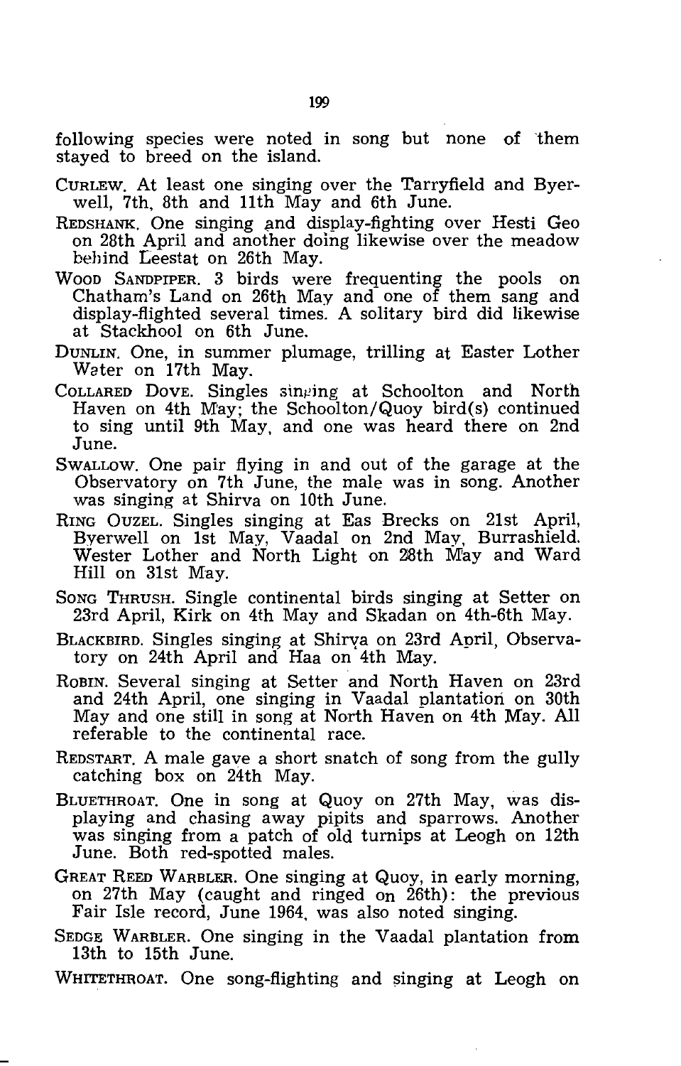following species were noted in song but none of them stayed to breed on the island.

CURLEW. At least one singing over the Tarryfield and Byerwell, 7th, 8th and 11th May and 6th June.

REDSHANK. One singing and display-fighting over Hesti Geo on 28th April and another doing likewise over the meadow behind Leestat on 26th May.

WOOD SANDPIPER. 3 birds were frequenting the pools on Chatham's Land on 26th May and one of them sang and display-flighted several times. A solitary bird did likewise at Stackhool on 6th June.

DUNLIN. One, in summer plumage, trilling at Easter Lother Water on 17th May.

COLLARED DOVE. Singles singing at Schoolton and North Haven on 4th May; the Schoolton/Quoy bird(s) continued to sing until 9th May, and one was heard there on 2nd June.

SWALLOW. One pair flying in and out of the garage at the Observatory on 7th June, the male was in song. Another was singing at Shirva on 10th June.

RING OUZEL. Singles singing at Eas Brecks on 21st April, Byerwell on 1st May, Vaadal on 2nd May, Burrashield. Wester Lother and North Light on 28th May and Ward Hill on 31st May.

SONG THRUSH. Single continental birds singing at Setter on 23rd April, Kirk on 4th May and Skadan on 4th-6th May.

BLACKBIRD. Singles singing at Shirva on 23rd April, Observatory on 24th April and Haa on 4th May.

ROBIN. Several singing at Setter and North Haven on 23rd and 24th April, one singing in Vaadal plantation on 30th May and one still in song at North Haven on 4th May. All referable to the continental race.

REDSTART. A male gave a short snatch of song from the gully catching box on 24th May.

BLUETHROAT. One in song at Quoy on 27th May, was displaying and chasing away pipits and sparrows. Another was singing from a patch of old turnips at Leogh on 12th June. Both red-spotted males.

GREAT REED WARBLER. One singing at Quoy, in early morning, on 27th May (caught and ringed on 26th): the previous Fair Isle record, June 1964, was also noted singing.

SEDGE WARBLER. One singing in the Vaadal plantation from 13th to 15th June.

WHITETHROAT. One song-flighting and singing at Leogh on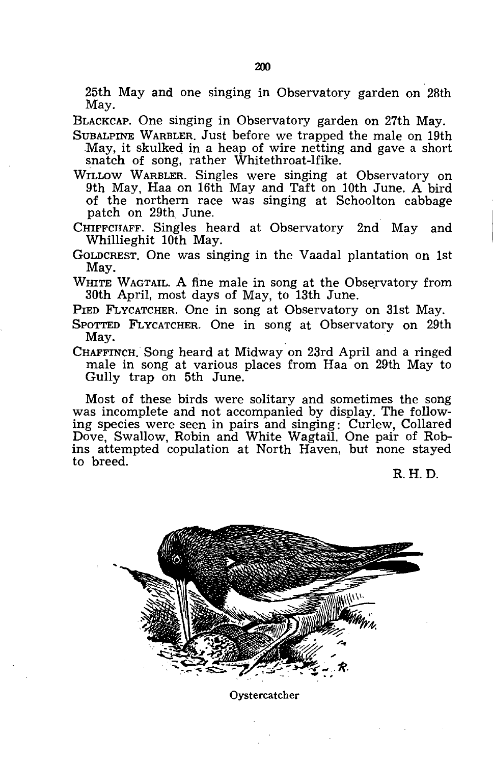25th May and one singing in Observatory garden on 28th May.

BLACKCAP. One singing in Observatory garden on 27th May.

SUBALPINE WARBLER. Just before we trapped the male on 19th May, it skulked in a heap of wire netting and gave a short snatch of song, rather Whitethroat-lfike.

WILLOW WARBLER. Singles were singing at Observatory on 9th May, Haa on 16th May and Taft on 10th June. A bird of the northern race was singing at Schoolton cabbage patch on 29th June.

CHIFFCHAFF. Singles heard at Observatory 2nd May and Whillieghit 10th May.

GOLDCREST. One was singing in the Vaadal plantation on 1st May.

WHITE WAGTAIL. A fine male in song at the Observatory from 30th April, most days of May, to 13th June.

PIED FLYCATCHER. One in song at Observatory on 31st May.

SPOTTED FLYCATCHER. One in song at Observatory on 29th May.

CHAFFINCH. Song heard at Midway on 23rd April and a ringed male in song at various places from Haa on 29th May to Gully trap on 5th June.

Most of these birds were solitary and sometimes the song was incomplete and not accompanied by display. The following species were seen in pairs and singing: Curlew, Collared Dove, Swallow, Robin and White Wagtail. One pair of Robins attempted copulation at North Haven, but none stayed to breed.

R. H. D.

Oystercatcher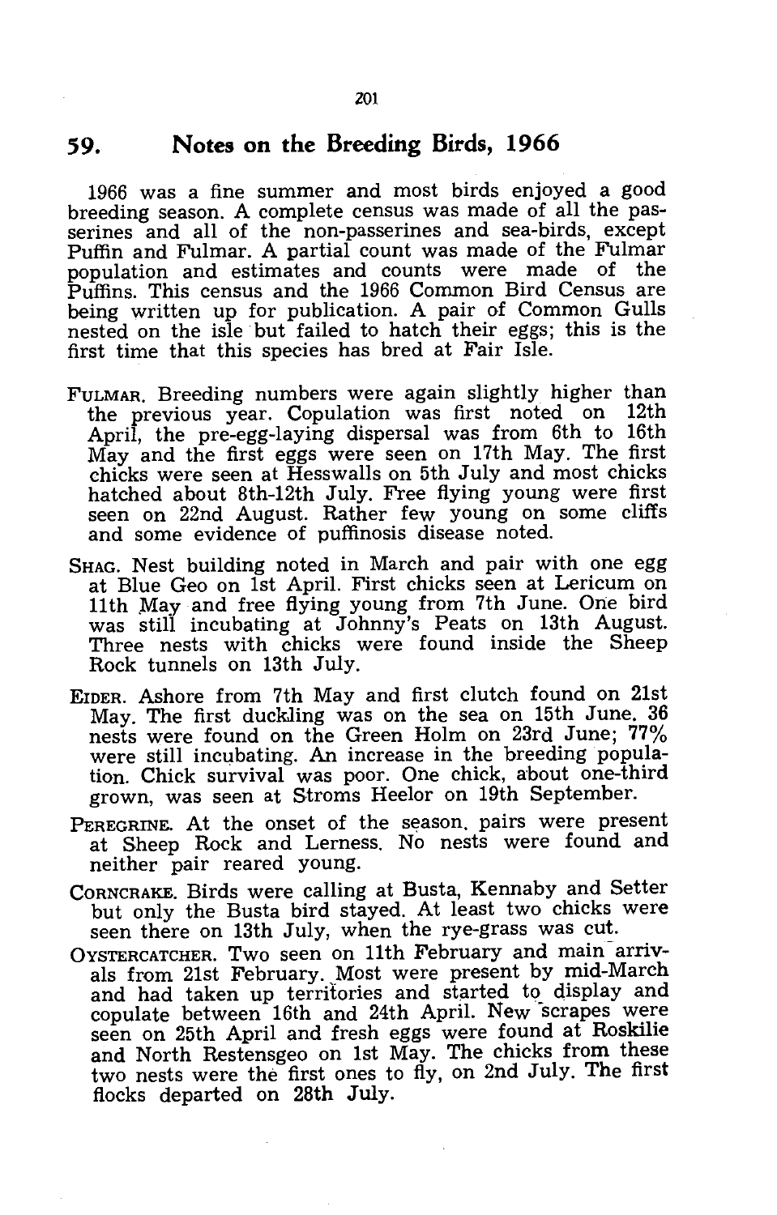## 59. Notes on the Breeding Birds, 1966

1966 was a fine summer and most birds enjoyed a good breeding season. A complete census was made of all the passerines and all of the non-passerines and sea-birds, except Puffin and Fulmar. A partial count was made of the Fulmar population and estimates and counts were made of the Puffins. This census and the 1966 Common Bird Census are being written up for publication. A pair of Common Gulls nested on the isle but failed to hatch their eggs; this is the first time that this species has bred at Fair Isle.

FULMAR. Breeding numbers were again slightly higher than the previous year. Copulation was first noted on 12th April, the pre-egg-laying dispersal was from 6th to 16th May and the first eggs were seen on 17th May. The first chicks were seen at Hesswalls on 5th July and most chicks hatched about 8th-12th July. Free flying young were first seen on 22nd August. Rather few young on some cliffs and some evidence of puffinosis disease noted.

SHAG. Nest building noted in March and pair with one egg at Blue Geo on 1st April. First chicks seen at Lericum on 11th May and free flying young from 7th June. One bird was still incubating at Johnny's Peats on 13th August. Three nests with chicks were found inside the Sheep Rock tunnels on 13th July.

EIDER. Ashore from 7th May and first clutch found on 21st May. The first duckling was on the sea on 15th June. 36 nests were found on the Green Holm on 23rd June; 77% were still incubating. An increase in the breeding population. Chick survival was poor. One chick, about one-third grown, was seen at Stroms Heelor on 19th September.

PEREGRINE. At the onset of the season, pairs were present at Sheep Rock and Lerness. No nests were found and neither pair reared young.

CORNCRAKE. Birds were calling at Busta, Kennaby and Setter but only the Busta bird stayed. At least two chicks were seen there on 13th July, when the rye-grass was cut.

OYSTERCATCHER. Two seen on 11th February and main arrivals from 21st February. Most were present by mid-March and had taken up territories and started to display and copulate between 16th and 24th April. New scrapes were seen on 25th April and fresh eggs were found at Roskilie and North Restensgeo on 1st May. The chicks from these two nests were the first ones to fly, on 2nd July. The first flocks departed on 28th July.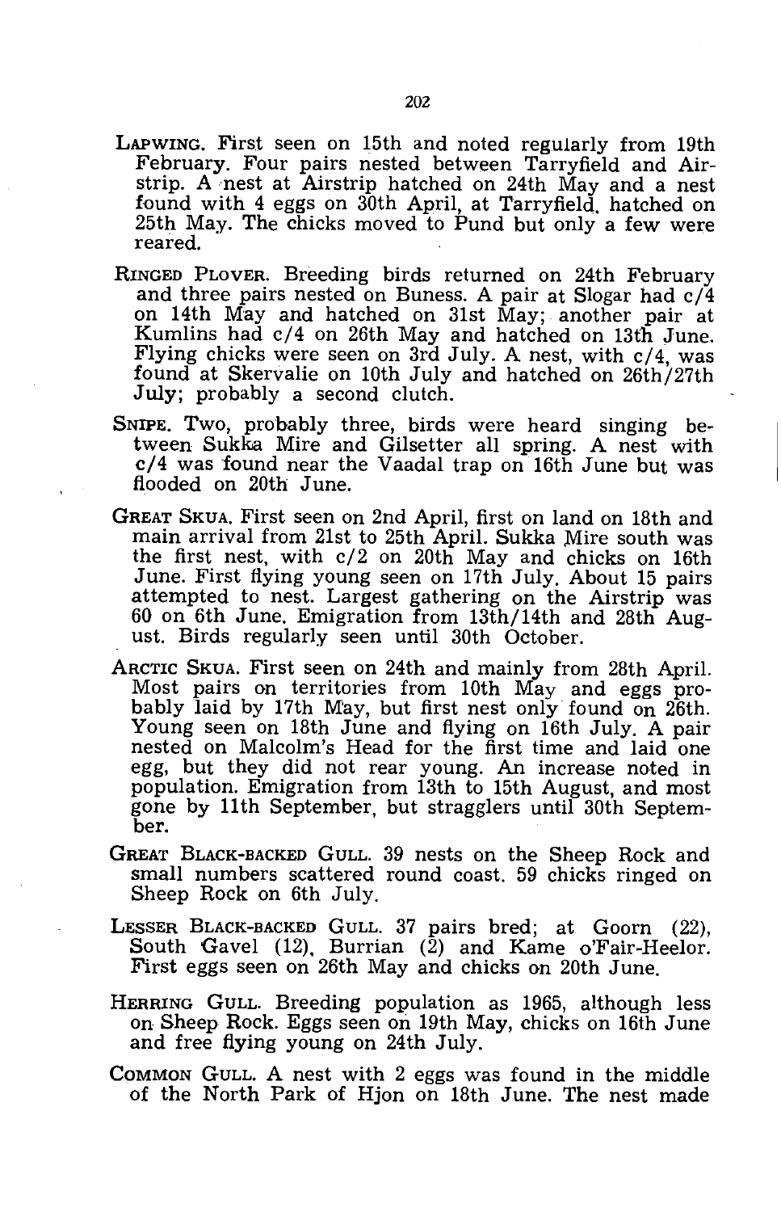LAPWING. First seen on 15th and noted regularly from 19th February. Four pairs nested between Tarryfield and Airstrip. A nest at Airstrip hatched on 24th May and a nest found with 4 eggs on 30th April, at Tarryfield, hatched on 25th May. The chicks moved to Pund but only a few were reared.

RINGED PLOVER. Breeding birds returned on 24th February and three pairs nested on Buness. A pair at Slogar had c/4 on 14th May and hatched on 31st May; another pair at Kumlins had c/4 on 26th May and hatched on 13th June. Flying chicks were seen on 3rd July. A nest, with c/4, was found at Skervalie on 10th July and hatched on 26th/27th July; probably a second clutch.

SNIPE. Two, probably three, birds were heard singing between Sukka Mire and Gilsetter all spring. A nest with c/4 was found near the Vaadal trap on 16th June but was flooded on 20th June.

GREAT SKUA. First seen on 2nd April, first on land on 18th and main arrival from 21st to 25th April. Sukka Mire south was the first nest, with c/2 on 20th May and chicks on 16th June. First flying young seen on 17th July. About 15 pairs attempted to nest. Largest gathering on the Airstrip was 60 on 6th June. Emigration from 13th/14th and 28th August. Birds regularly seen until 30th October.

ARCTIC SKUA. First seen on 24th and mainly from 28th April. Most pairs on territories from 10th May and eggs probably laid by 17th May, but first nest only found on 26th. Young seen on 18th June and flying on 16th July. A pair nested on Malcolm's Head for the first time and laid one egg, but they did not rear young. An increase noted in population. Emigration from 13th to 15th August, and most gone by 11th September, but stragglers until 30th September.

GREAT BLACK-BACKED GULL. 39 nests on the Sheep Rock and small numbers scattered round coast. 59 chicks ringed on Sheep Rock on 6th July.

LESSER BLACK-BACKED GULL. 37 pairs bred; at Goorn (22), South Gavel (12), Burrian (2) and Kame o'Fair-Heelor. First eggs seen on 26th May and chicks on 20th June.

HERRING GULL. Breeding population as 1965, although less on Sheep Rock. Eggs seen on 19th May, chicks on 16th June and free flying young on 24th July.

COMMON GULL. A nest with 2 eggs was found in the middle of the North Park of Hjon on 18th June. The nest made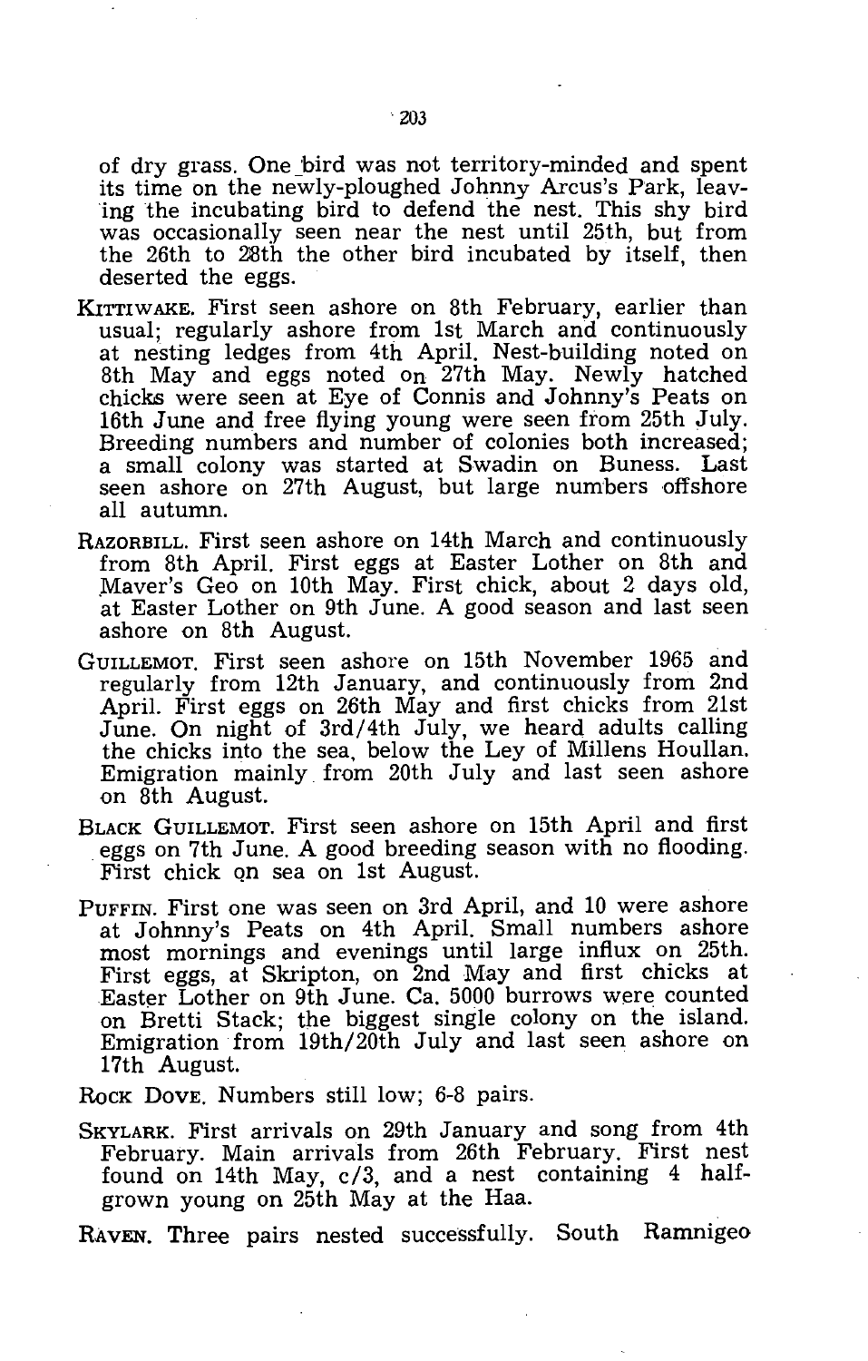of dry grass. One bird was not territory-minded and spent its time on the newly-ploughed Johnny Arcus's Park, leaving the incubating bird to defend the nest. This shy bird was occasionally seen near the nest until 25th, but from the 26th to 28th the other bird incubated by itself, then deserted the eggs.

KITTIWAKE. First seen ashore on 8th February, earlier than usual; regularly ashore from 1st March and continuously at nesting ledges from 4th April. Nest-building noted on 8th May and eggs noted on 27th May. Newly hatched chicks were seen at Eye of Connis and Johnny's Peats on 16th June and free flying young were seen from 25th July. Breeding numbers and number of colonies both increased; a small colony was started at Swadin on Buness. Last seen ashore on 27th August, but large numbers offshore all autumn.

RAZORBILL. First seen ashore on 14th March and continuously from 8th April. First eggs at Easter Lother on 8th and Maver's Geo on 10th May. First chick, about 2 days old, at Easter Lother on 9th June. A good season and last seen ashore on 8th August.

GUILLEMOT. First seen ashore on 15th November 1965 and regularly from 12th January, and continuously from 2nd April. First eggs on 26th May and first chicks from 21st June. On night of 3rd/4th July, we heard adults calling the chicks into the sea, below the Ley of Millens Houllan. Emigration mainly from 20th July and last seen ashore on 8th August.

BLACK GUILLEMOT. First seen ashore on 15th April and first eggs on 7th June. A good breeding season with no flooding. First chick on sea on 1st August.

PUFFIN. First one was seen on 3rd April, and 10 were ashore at Johnny's Peats on 4th April. Small numbers ashore most mornings and evenings until large influx on 25th. First eggs, at Skripton, on 2nd May and first chicks at Easter Lother on 9th June. Ca. 5000 burrows were counted on Bretti Stack; the biggest single colony on the island. Emigration from 19th/20th July and last seen ashore on 17th August.

ROCK DOVE. Numbers still low; 6-8 pairs.

SKYLARK. First arrivals on 29th January and song from 4th February. Main arrivals from 26th February. First nest found on 14th May, c/3, and a nest containing 4 half-grown young on 25th May at the Haa.

RAVEN. Three pairs nested successfully. South Ramnigeo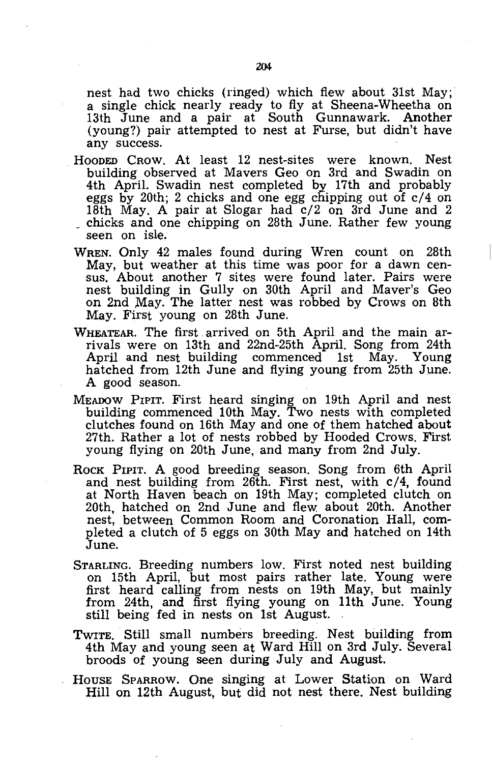nest had two chicks (ringed) which flew about 31st May; a single chick nearly ready to fly at Sheena-Wheetha on 13th June and a pair at South Gunnawark. Another (young?) pair attempted to nest at Furse, but didn't have any success.

HOODED CROW. At least 12 nest-sites were known. Nest building observed at Mavers Geo on 3rd and Swadin on 4th April. Swadin nest completed by 17th and probably eggs by 20th; 2 chicks and one egg chipping out of c/4 on 18th May. A pair at Slogar had c/2 on 3rd June and 2 chicks and one chipping on 28th June. Rather few young seen on isle.

WREN. Only 42 males found during Wren count on 28th May, but weather at this time was poor for a dawn census. About another 7 sites were found later. Pairs were nest building in Gully on 30th April and Maver's Geo on 2nd May. The latter nest was robbed by Crows on 8th May. First young on 28th June.

WHEATEAR. The first arrived on 5th April and the main arrivals were on 13th and 22nd-25th April. Song from 24th April and nest building commenced 1st May. Young hatched from 12th June and flying young from 25th June. A good season.

MEADOW PIPIT. First heard singing on 19th April and nest building commenced 10th May. Two nests with completed clutches found on 16th May and one of them hatched about 27th. Rather a lot of nests robbed by Hooded Crows. First young flying on 20th June, and many from 2nd July.

ROCK PIPIT. A good breeding season. Song from 6th April and nest building from 26th. First nest, with c/4, found at North Haven beach on 19th May; completed clutch on 20th, hatched on 2nd June and flew about 20th. Another nest, between Common Room and Coronation Hall, completed a clutch of 5 eggs on 30th May and hatched on 14th June.

STARLING. Breeding numbers low. First noted nest building on 15th April, but most pairs rather late. Young were first heard calling from nests on 19th May, but mainly from 24th, and first flying young on 11th June. Young still being fed in nests on 1st August.

TWITE. Still small numbers breeding. Nest building from 4th May and young seen at Ward Hill on 3rd July. Several broods of young seen during July and August.

HOUSE SPARROW. One singing at Lower Station on Ward Hill on 12th August, but did not nest there. Nest building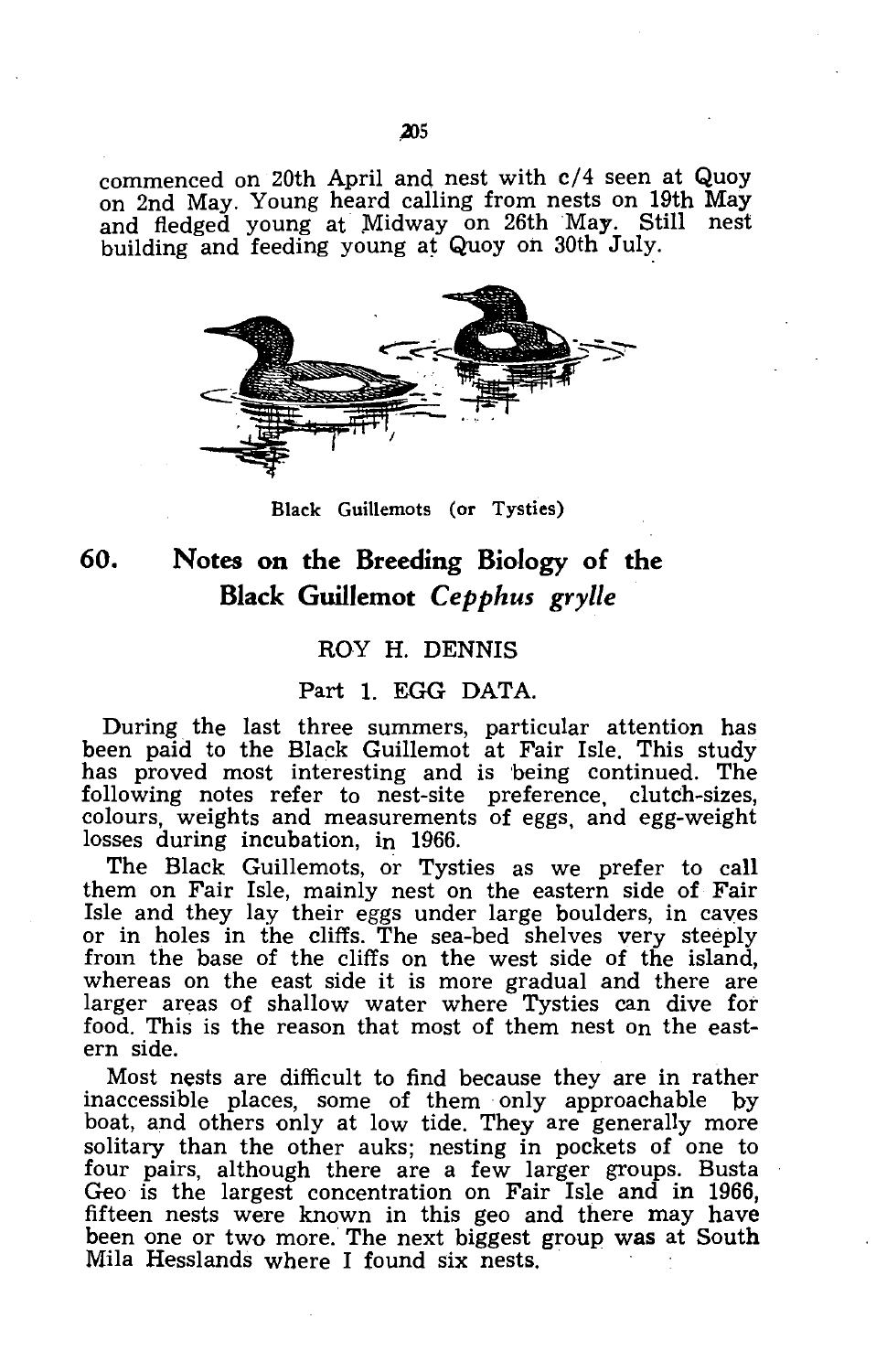commenced on 20th April and nest with c/4 seen at Quoy on 2nd May. Young heard calling from nests on 19th May and fledged young at Midway on 26th May. Still nest building and feeding young at Quoy on 30th July.

Black Guillemots (or Tysties)

## 60. Notes on the Breeding Biology of the Black Guillemot *Cepphus grylle*

ROY H. DENNIS

### Part 1. EGG DATA.

During the last three summers, particular attention has been paid to the Black Guillemot at Fair Isle. This study has proved most interesting and is being continued. The following notes refer to nest-site preference, clutch-sizes, colours, weights and measurements of eggs, and egg-weight losses during incubation, in 1966.

The Black Guillemots, or Tysties as we prefer to call them on Fair Isle, mainly nest on the eastern side of Fair Isle and they lay their eggs under large boulders, in caves or in holes in the cliffs. The sea-bed shelves very steeply from the base of the cliffs on the west side of the island, whereas on the east side it is more gradual and there are larger areas of shallow water where Tysties can dive for food. This is the reason that most of them nest on the eastern side.

Most nests are difficult to find because they are in rather inaccessible places, some of them only approachable by boat, and others only at low tide. They are generally more solitary than the other auks; nesting in pockets of one to four pairs, although there are a few larger groups. Busta Geo is the largest concentration on Fair Isle and in 1966, fifteen nests were known in this geo and there may have been one or two more. The next biggest group was at South Mila Hesslands where I found six nests.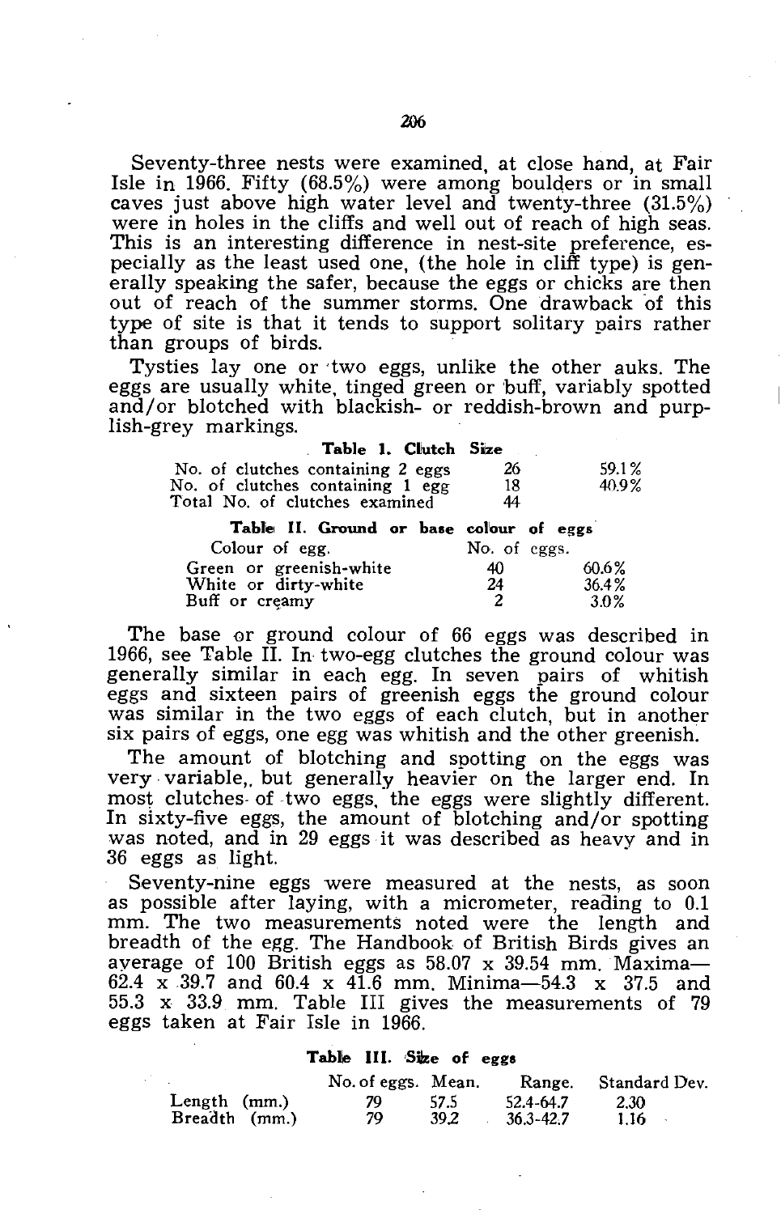Seventy-three nests were examined, at close hand, at Fair Isle in 1966. Fifty (68.5%) were among boulders or in small caves just above high water level and twenty-three (31.5%) were in holes in the cliffs and well out of reach of high seas. This is an interesting difference in nest-site preference, especially as the least used one, (the hole in cliff type) is generally speaking the safer, because the eggs or chicks are then out of reach of the summer storms. One drawback of this type of site is that it tends to support solitary pairs rather than groups of birds.

Tysties lay one or two eggs, unlike the other auks. The eggs are usually white, tinged green or buff, variably spotted and/or blotched with blackish- or reddish-brown and purplish-grey markings.

**Table 1. Clutch Size**

| | | |
|---|---|---|
| No. of clutches containing 2 eggs | 26 | 59.1% |
| No. of clutches containing 1 egg | 18 | 40.9% |
| Total No. of clutches examined | 44 | |

**Table II. Ground or base colour of eggs**

| Colour of egg. | No. of eggs. | |
|---|---|---|
| Green or greenish-white | 40 | 60.6% |
| White or dirty-white | 24 | 36.4% |
| Buff or creamy | 2 | 3.0% |

The base or ground colour of 66 eggs was described in 1966, see Table II. In two-egg clutches the ground colour was generally similar in each egg. In seven pairs of whitish eggs and sixteen pairs of greenish eggs the ground colour was similar in the two eggs of each clutch, but in another six pairs of eggs, one egg was whitish and the other greenish.

The amount of blotching and spotting on the eggs was very variable,, but generally heavier on the larger end. In most clutches of two eggs, the eggs were slightly different. In sixty-five eggs, the amount of blotching and/or spotting was noted, and in 29 eggs it was described as heavy and in 36 eggs as light.

Seventy-nine eggs were measured at the nests, as soon as possible after laying, with a micrometer, reading to 0.1 mm. The two measurements noted were the length and breadth of the egg. The Handbook of British Birds gives an average of 100 British eggs as 58.07 x 39.54 mm. Maxima—62.4 x 39.7 and 60.4 x 41.6 mm. Minima—54.3 x 37.5 and 55.3 x 33.9 mm. Table III gives the measurements of 79 eggs taken at Fair Isle in 1966.

**Table III. Size of eggs**

| | No. of eggs. | Mean. | Range. | Standard Dev. |
|---|---|---|---|---|
| Length (mm.) | 79 | 57.5 | 52.4-64.7 | 2.30 |
| Breadth (mm.) | 79 | 39.2 | 36.3-42.7 | 1.16 |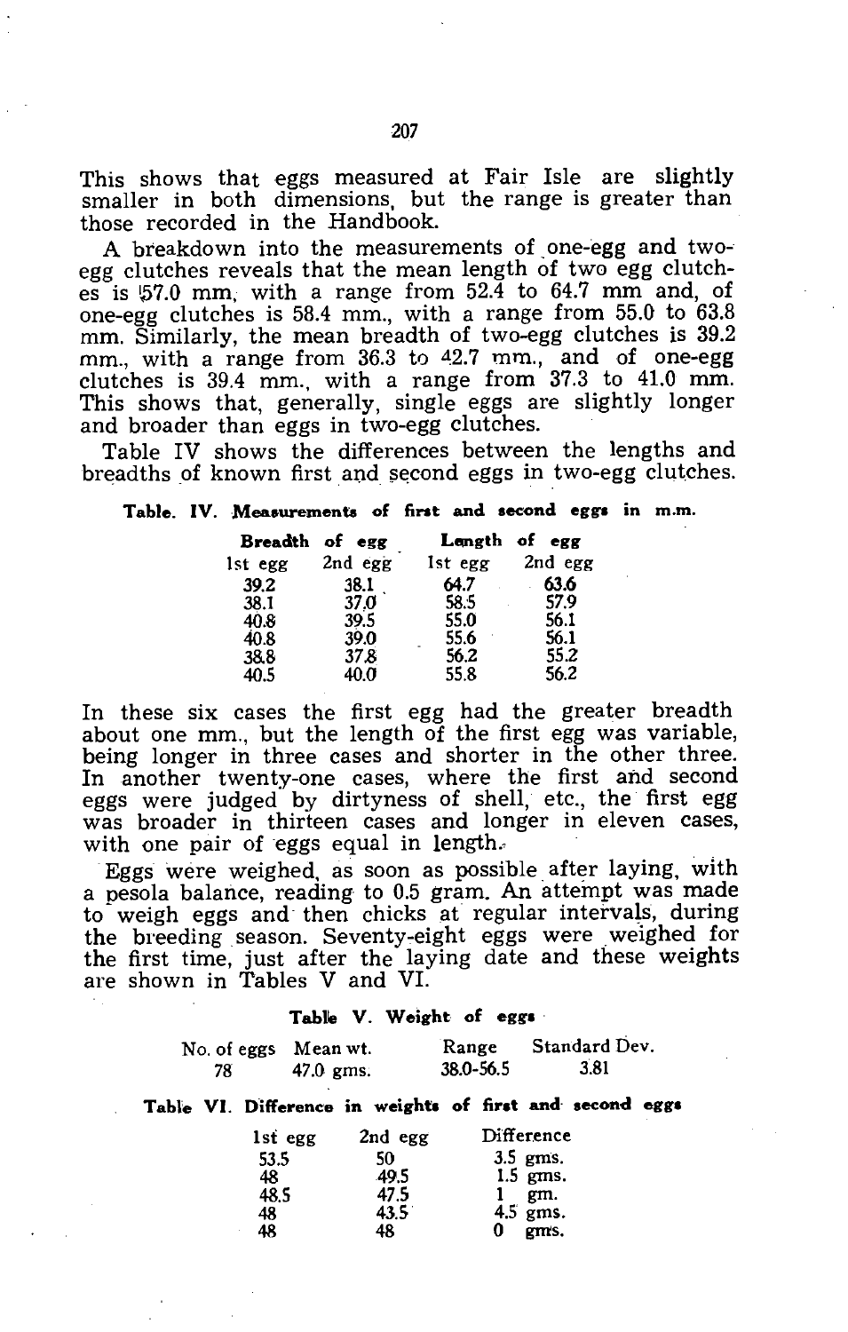This shows that eggs measured at Fair Isle are slightly smaller in both dimensions, but the range is greater than those recorded in the Handbook.

A breakdown into the measurements of one-egg and two-egg clutches reveals that the mean length of two egg clutches is 57.0 mm, with a range from 52.4 to 64.7 mm and, of one-egg clutches is 58.4 mm., with a range from 55.0 to 63.8 mm. Similarly, the mean breadth of two-egg clutches is 39.2 mm., with a range from 36.3 to 42.7 mm., and of one-egg clutches is 39.4 mm., with a range from 37.3 to 41.0 mm. This shows that, generally, single eggs are slightly longer and broader than eggs in two-egg clutches.

Table IV shows the differences between the lengths and breadths of known first and second eggs in two-egg clutches.

**Table. IV. Measurements of first and second eggs in m.m.**

| Breadth of egg | | Length of egg | |
|---|---|---|---|
| 1st egg | 2nd egg | 1st egg | 2nd egg |
| 39.2 | 38.1 | 64.7 | 63.6 |
| 38.1 | 37.0 | 58.5 | 57.9 |
| 40.8 | 39.5 | 55.0 | 56.1 |
| 40.8 | 39.0 | 55.6 | 56.1 |
| 38.8 | 37.8 | 56.2 | 55.2 |
| 40.5 | 40.0 | 55.8 | 56.2 |

In these six cases the first egg had the greater breadth about one mm., but the length of the first egg was variable, being longer in three cases and shorter in the other three. In another twenty-one cases, where the first and second eggs were judged by dirtyness of shell, etc., the first egg was broader in thirteen cases and longer in eleven cases, with one pair of eggs equal in length.

Eggs were weighed, as soon as possible after laying, with a pesola balance, reading to 0.5 gram. An attempt was made to weigh eggs and then chicks at regular intervals, during the breeding season. Seventy-eight eggs were weighed for the first time, just after the laying date and these weights are shown in Tables V and VI.

**Table V. Weight of eggs**

| No. of eggs | Mean wt. | Range | Standard Dev. |
|---|---|---|---|
| 78 | 47.0 gms. | 38.0-56.5 | 3.81 |

**Table VI. Difference in weights of first and second eggs**

| 1st egg | 2nd egg | Difference |
|---|---|---|
| 53.5 | 50 | 3.5 gms. |
| 48 | 49.5 | 1.5 gms. |
| 48.5 | 47.5 | 1 gm. |
| 48 | 43.5 | 4.5 gms. |
| 48 | 48 | 0 gms. |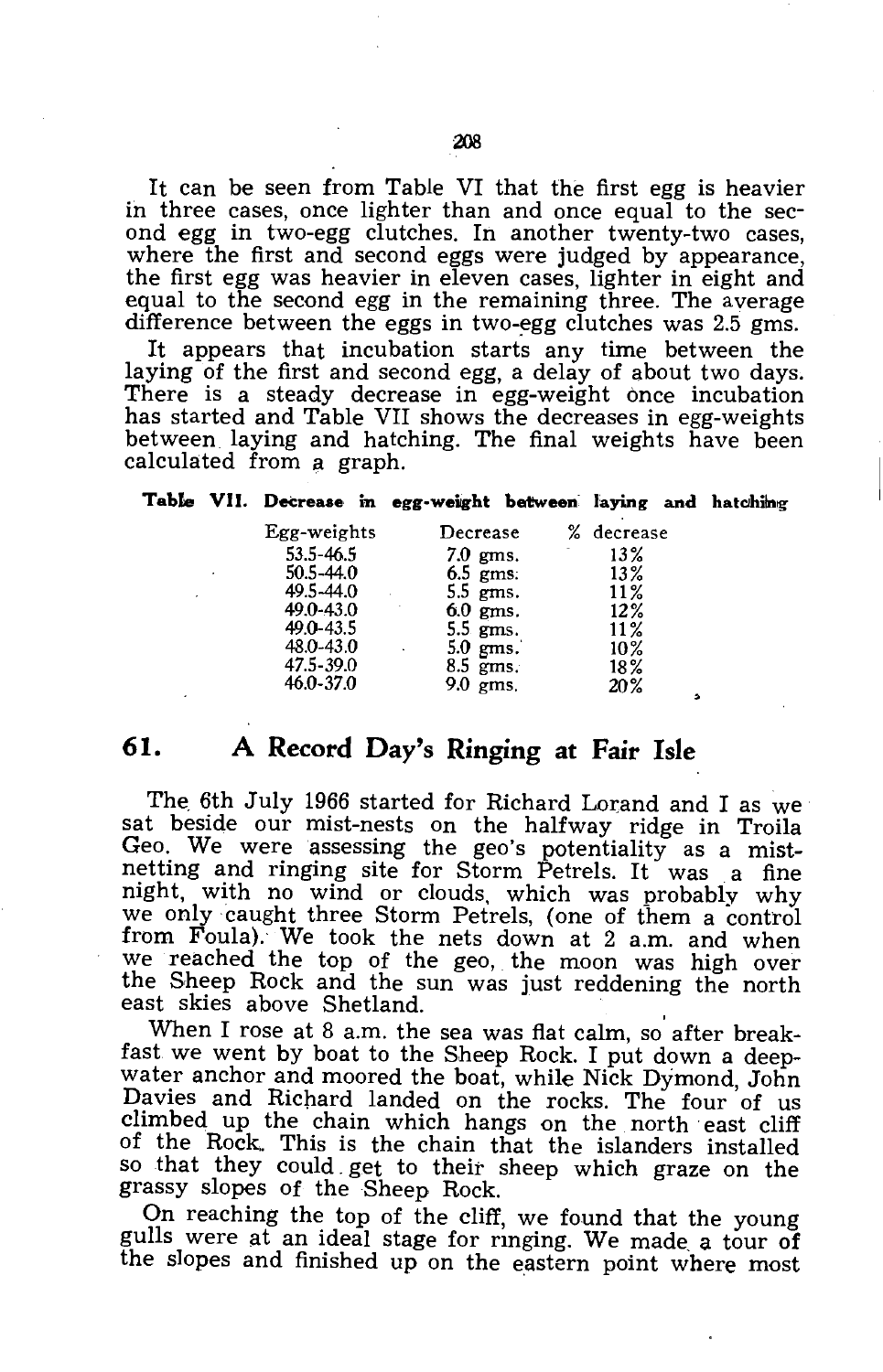It can be seen from Table VI that the first egg is heavier in three cases, once lighter than and once equal to the second egg in two-egg clutches. In another twenty-two cases, where the first and second eggs were judged by appearance, the first egg was heavier in eleven cases, lighter in eight and equal to the second egg in the remaining three. The average difference between the eggs in two-egg clutches was 2.5 gms.

It appears that incubation starts any time between the laying of the first and second egg, a delay of about two days. There is a steady decrease in egg-weight once incubation has started and Table VII shows the decreases in egg-weights between laying and hatching. The final weights have been calculated from a graph.

**Table VII. Decrease in egg-weight between laying and hatching**

| Egg-weights | Decrease | % decrease |
|---|---|---|
| 53.5-46.5 | 7.0 gms. | 13% |
| 50.5-44.0 | 6.5 gms. | 13% |
| 49.5-44.0 | 5.5 gms. | 11% |
| 49.0-43.0 | 6.0 gms. | 12% |
| 49.0-43.5 | 5.5 gms. | 11% |
| 48.0-43.0 | 5.0 gms. | 10% |
| 47.5-39.0 | 8.5 gms. | 18% |
| 46.0-37.0 | 9.0 gms. | 20% |

## 61. A Record Day's Ringing at Fair Isle

The 6th July 1966 started for Richard Lorand and I as we sat beside our mist-nests on the halfway ridge in Troila Geo. We were assessing the geo's potentiality as a mist-netting and ringing site for Storm Petrels. It was a fine night, with no wind or clouds, which was probably why we only caught three Storm Petrels, (one of them a control from Foula). We took the nets down at 2 a.m. and when we reached the top of the geo, the moon was high over the Sheep Rock and the sun was just reddening the north east skies above Shetland.

When I rose at 8 a.m. the sea was flat calm, so after breakfast we went by boat to the Sheep Rock. I put down a deep-water anchor and moored the boat, while Nick Dymond, John Davies and Richard landed on the rocks. The four of us climbed up the chain which hangs on the north east cliff of the Rock. This is the chain that the islanders installed so that they could get to their sheep which graze on the grassy slopes of the Sheep Rock.

On reaching the top of the cliff, we found that the young gulls were at an ideal stage for ringing. We made a tour of the slopes and finished up on the eastern point where most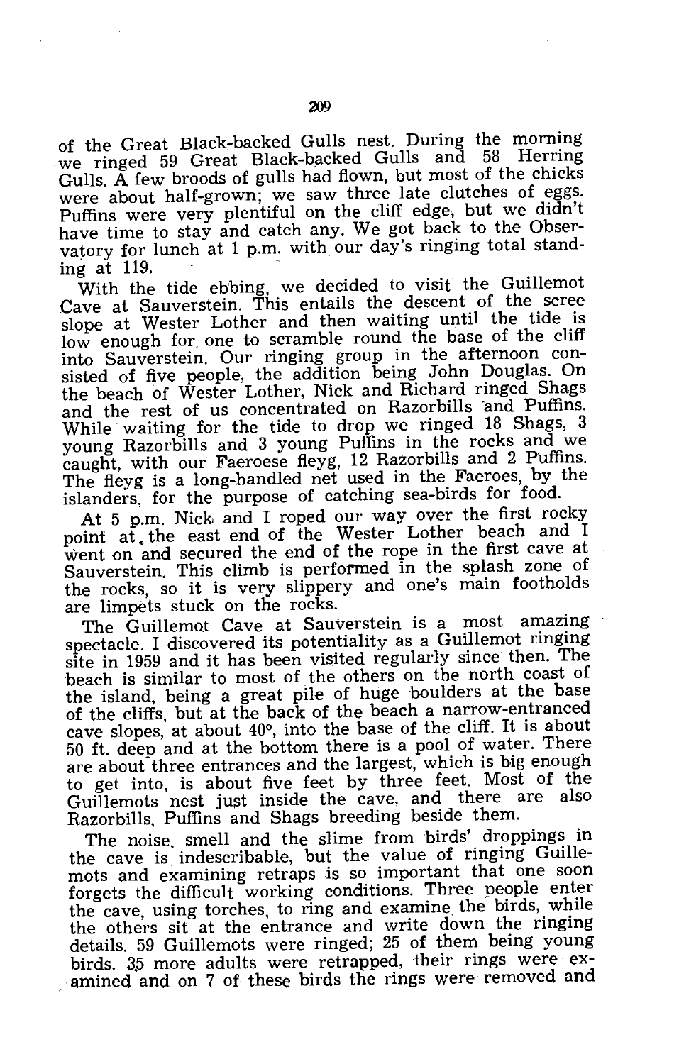of the Great Black-backed Gulls nest. During the morning we ringed 59 Great Black-backed Gulls and 58 Herring Gulls. A few broods of gulls had flown, but most of the chicks were about half-grown; we saw three late clutches of eggs. Puffins were very plentiful on the cliff edge, but we didn't have time to stay and catch any. We got back to the Observatory for lunch at 1 p.m. with our day's ringing total standing at 119.

With the tide ebbing, we decided to visit the Guillemot Cave at Sauverstein. This entails the descent of the scree slope at Wester Lother and then waiting until the tide is low enough for one to scramble round the base of the cliff into Sauverstein. Our ringing group in the afternoon consisted of five people, the addition being John Douglas. On the beach of Wester Lother, Nick and Richard ringed Shags and the rest of us concentrated on Razorbills and Puffins. While waiting for the tide to drop we ringed 18 Shags, 3 young Razorbills and 3 young Puffins in the rocks and we caught, with our Faeroese fleyg, 12 Razorbills and 2 Puffins. The fleyg is a long-handled net used in the Faeroes, by the islanders, for the purpose of catching sea-birds for food.

At 5 p.m. Nick and I roped our way over the first rocky point at the east end of the Wester Lother beach and I went on and secured the end of the rope in the first cave at Sauverstein. This climb is performed in the splash zone of the rocks, so it is very slippery and one's main footholds are limpets stuck on the rocks.

The Guillemot Cave at Sauverstein is a most amazing spectacle. I discovered its potentiality as a Guillemot ringing site in 1959 and it has been visited regularly since then. The beach is similar to most of the others on the north coast of the island, being a great pile of huge boulders at the base of the cliffs, but at the back of the beach a narrow-entranced cave slopes, at about 40°, into the base of the cliff. It is about 50 ft. deep and at the bottom there is a pool of water. There are about three entrances and the largest, which is big enough to get into, is about five feet by three feet. Most of the Guillemots nest just inside the cave, and there are also Razorbills, Puffins and Shags breeding beside them.

The noise, smell and the slime from birds' droppings in the cave is indescribable, but the value of ringing Guillemots and examining retraps is so important that one soon forgets the difficult working conditions. Three people enter the cave, using torches, to ring and examine the birds, while the others sit at the entrance and write down the ringing details. 59 Guillemots were ringed; 25 of them being young birds. 35 more adults were retrapped, their rings were examined and on 7 of these birds the rings were removed and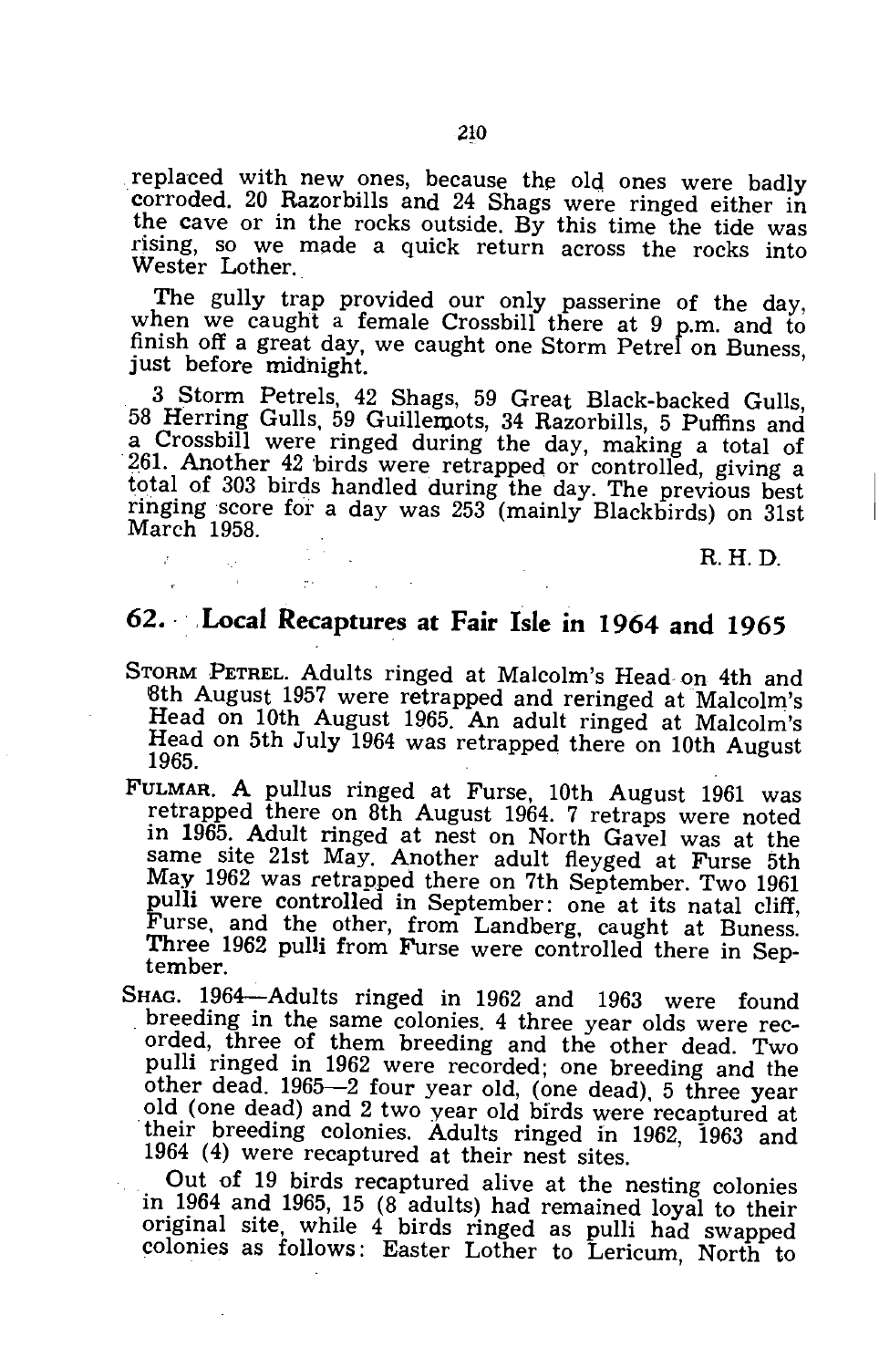replaced with new ones, because the old ones were badly corroded. 20 Razorbills and 24 Shags were ringed either in the cave or in the rocks outside. By this time the tide was rising, so we made a quick return across the rocks into Wester Lother.

The gully trap provided our only passerine of the day, when we caught a female Crossbill there at 9 p.m. and to finish off a great day, we caught one Storm Petrel on Buness, just before midnight.

3 Storm Petrels, 42 Shags, 59 Great Black-backed Gulls, 58 Herring Gulls, 59 Guillemots, 34 Razorbills, 5 Puffins and a Crossbill were ringed during the day, making a total of 261. Another 42 birds were retrapped or controlled, giving a total of 303 birds handled during the day. The previous best ringing score for a day was 253 (mainly Blackbirds) on 31st March 1958.

R. H. D.

## 62. Local Recaptures at Fair Isle in 1964 and 1965

STORM PETREL. Adults ringed at Malcolm's Head on 4th and 8th August 1957 were retrapped and reringed at Malcolm's Head on 10th August 1965. An adult ringed at Malcolm's Head on 5th July 1964 was retrapped there on 10th August 1965.

FULMAR. A pullus ringed at Furse, 10th August 1961 was retrapped there on 8th August 1964. 7 retraps were noted in 1965. Adult ringed at nest on North Gavel was at the same site 21st May. Another adult fleyged at Furse 5th May 1962 was retrapped there on 7th September. Two 1961 pulli were controlled in September: one at its natal cliff, Furse, and the other, from Landberg, caught at Buness. Three 1962 pulli from Furse were controlled there in September.

SHAG. 1964—Adults ringed in 1962 and 1963 were found breeding in the same colonies. 4 three year olds were recorded, three of them breeding and the other dead. Two pulli ringed in 1962 were recorded; one breeding and the other dead. 1965—2 four year old, (one dead), 5 three year old (one dead) and 2 two year old birds were recaptured at their breeding colonies. Adults ringed in 1962, 1963 and 1964 (4) were recaptured at their nest sites.

Out of 19 birds recaptured alive at the nesting colonies in 1964 and 1965, 15 (8 adults) had remained loyal to their original site, while 4 birds ringed as pulli had swapped colonies as follows: Easter Lother to Lericum, North to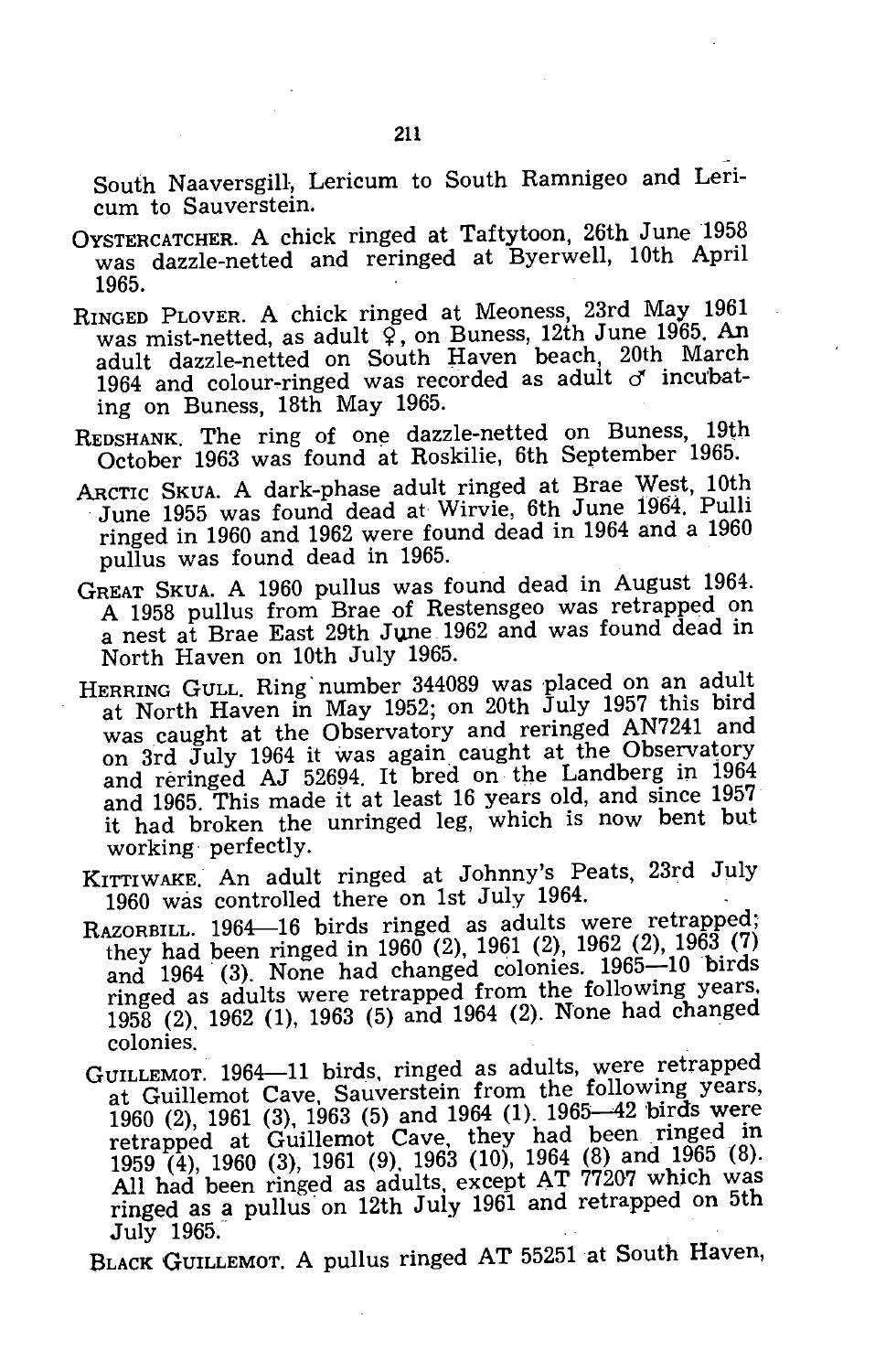South Naaversgill, Lericum to South Ramnigeo and Lericum to Sauverstein.

OYSTERCATCHER. A chick ringed at Taftytoon, 26th June 1958 was dazzle-netted and reringed at Byerwell, 10th April 1965.

RINGED PLOVER. A chick ringed at Meoness, 23rd May 1961 was mist-netted, as adult ♀, on Buness, 12th June 1965. An adult dazzle-netted on South Haven beach, 20th March 1964 and colour-ringed was recorded as adult ♂ incubating on Buness, 18th May 1965.

REDSHANK. The ring of one dazzle-netted on Buness, 19th October 1963 was found at Roskilie, 6th September 1965.

ARCTIC SKUA. A dark-phase adult ringed at Brae West, 10th June 1955 was found dead at Wirvie, 6th June 1964. Pulli ringed in 1960 and 1962 were found dead in 1964 and a 1960 pullus was found dead in 1965.

GREAT SKUA. A 1960 pullus was found dead in August 1964. A 1958 pullus from Brae of Restensgeo was retrapped on a nest at Brae East 29th June 1962 and was found dead in North Haven on 10th July 1965.

HERRING GULL. Ring number 344089 was placed on an adult at North Haven in May 1952; on 20th July 1957 this bird was caught at the Observatory and reringed AN7241 and on 3rd July 1964 it was again caught at the Observatory and reringed AJ 52694. It bred on the Landberg in 1964 and 1965. This made it at least 16 years old, and since 1957 it had broken the unringed leg, which is now bent but working perfectly.

KITTIWAKE. An adult ringed at Johnny's Peats, 23rd July 1960 was controlled there on 1st July 1964.

RAZORBILL. 1964—16 birds ringed as adults were retrapped; they had been ringed in 1960 (2), 1961 (2), 1962 (2), 1963 (7) and 1964 (3). None had changed colonies. 1965—10 birds ringed as adults were retrapped from the following years, 1958 (2), 1962 (1), 1963 (5) and 1964 (2). None had changed colonies.

GUILLEMOT. 1964—11 birds, ringed as adults, were retrapped at Guillemot Cave, Sauverstein from the following years, 1960 (2), 1961 (3), 1963 (5) and 1964 (1). 1965—42 birds were retrapped at Guillemot Cave, they had been ringed in 1959 (4), 1960 (3), 1961 (9), 1963 (10), 1964 (8) and 1965 (8). All had been ringed as adults, except AT 77207 which was ringed as a pullus on 12th July 1961 and retrapped on 5th July 1965.

BLACK GUILLEMOT. A pullus ringed AT 55251 at South Haven,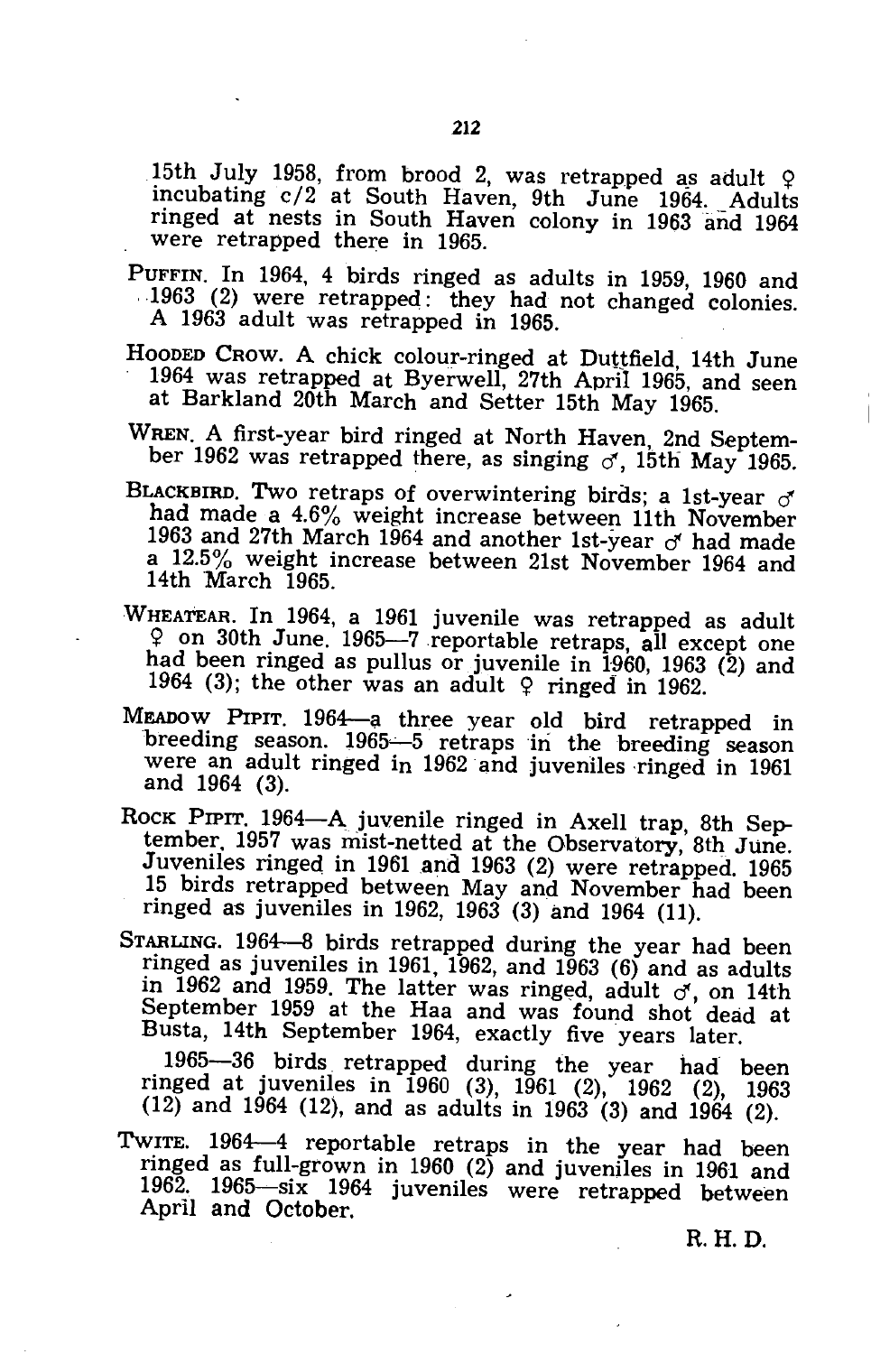15th July 1958, from brood 2, was retrapped as adult ♀ incubating c/2 at South Haven, 9th June 1964. Adults ringed at nests in South Haven colony in 1963 and 1964 were retrapped there in 1965.

PUFFIN. In 1964, 4 birds ringed as adults in 1959, 1960 and 1963 (2) were retrapped: they had not changed colonies. A 1963 adult was retrapped in 1965.

HOODED CROW. A chick colour-ringed at Duttfield, 14th June 1964 was retrapped at Byerwell, 27th April 1965, and seen at Barkland 20th March and Setter 15th May 1965.

WREN. A first-year bird ringed at North Haven, 2nd September 1962 was retrapped there, as singing ♂, 15th May 1965.

BLACKBIRD. Two retraps of overwintering birds; a 1st-year ♂ had made a 4.6% weight increase between 11th November 1963 and 27th March 1964 and another 1st-year ♂ had made a 12.5% weight increase between 21st November 1964 and 14th March 1965.

WHEATEAR. In 1964, a 1961 juvenile was retrapped as adult ♀ on 30th June. 1965—7 reportable retraps, all except one had been ringed as pullus or juvenile in 1960, 1963 (2) and 1964 (3); the other was an adult ♀ ringed in 1962.

MEADOW PIPIT. 1964—a three year old bird retrapped in breeding season. 1965—5 retraps in the breeding season were an adult ringed in 1962 and juveniles ringed in 1961 and 1964 (3).

ROCK PIPIT. 1964—A juvenile ringed in Axell trap, 8th September, 1957 was mist-netted at the Observatory, 8th June. Juveniles ringed in 1961 and 1963 (2) were retrapped. 1965 15 birds retrapped between May and November had been ringed as juveniles in 1962, 1963 (3) and 1964 (11).

STARLING. 1964—8 birds retrapped during the year had been ringed as juveniles in 1961, 1962, and 1963 (6) and as adults in 1962 and 1959. The latter was ringed, adult ♂, on 14th September 1959 at the Haa and was found shot dead at Busta, 14th September 1964, exactly five years later.

1965—36 birds retrapped during the year had been ringed at juveniles in 1960 (3), 1961 (2), 1962 (2), 1963 (12) and 1964 (12), and as adults in 1963 (3) and 1964 (2).

TWITE. 1964—4 reportable retraps in the year had been ringed as full-grown in 1960 (2) and juveniles in 1961 and 1962. 1965—six 1964 juveniles were retrapped between April and October.

R. H. D.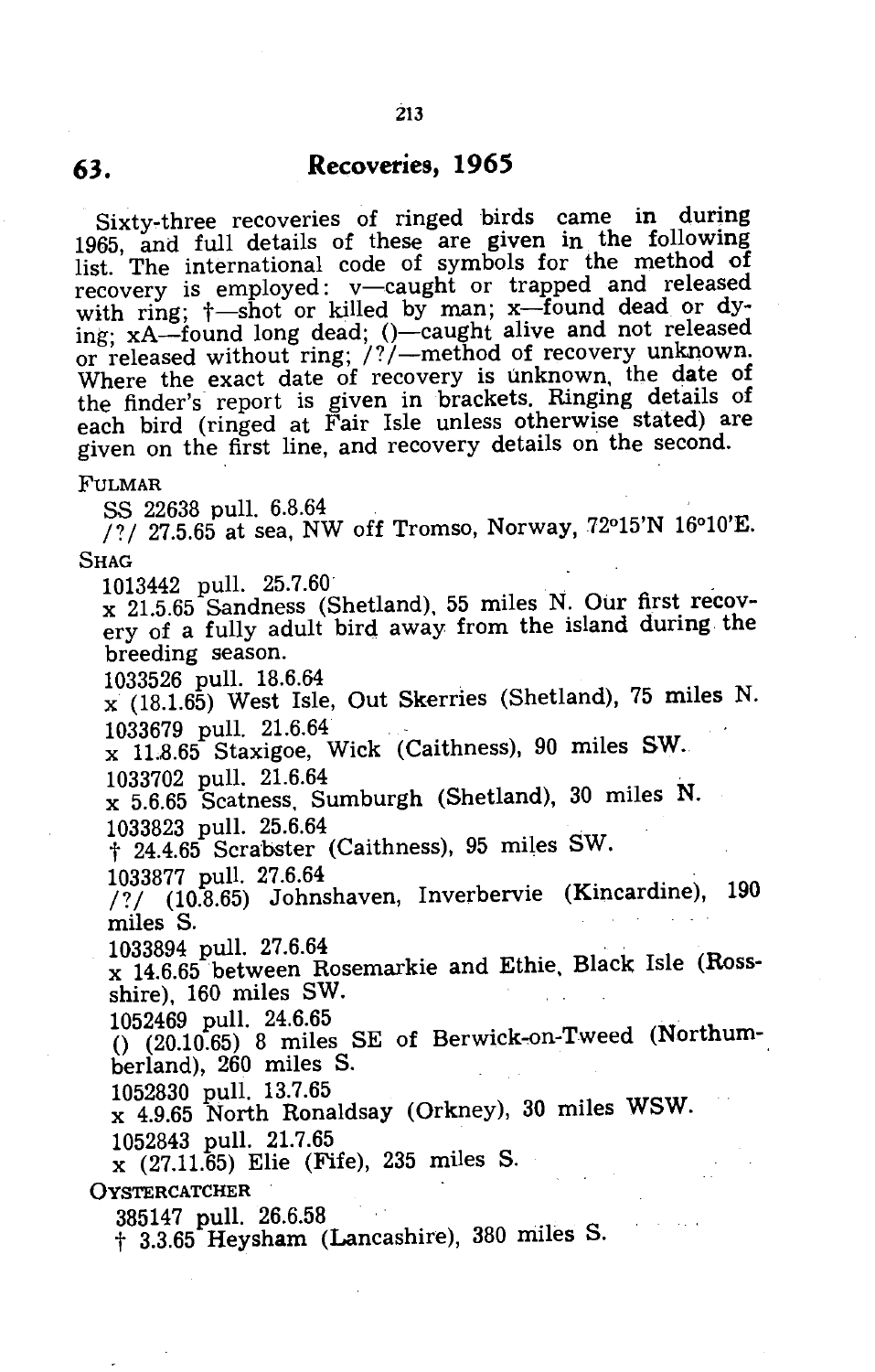## 63. Recoveries, 1965

Sixty-three recoveries of ringed birds came in during 1965, and full details of these are given in the following list. The international code of symbols for the method of recovery is employed: v—caught or trapped and released with ring; †—shot or killed by man; x—found dead or dying; xA—found long dead; ()—caught alive and not released or released without ring; /?/—method of recovery unknown. Where the exact date of recovery is unknown, the date of the finder's report is given in brackets. Ringing details of each bird (ringed at Fair Isle unless otherwise stated) are given on the first line, and recovery details on the second.

FULMAR

SS 22638 pull. 6.8.64
/?/ 27.5.65 at sea, NW off Tromso, Norway, 72°15'N 16°10'E.

SHAG

1013442 pull. 25.7.60
x 21.5.65 Sandness (Shetland), 55 miles N. Our first recovery of a fully adult bird away from the island during the breeding season.

1033526 pull. 18.6.64
x (18.1.65) West Isle, Out Skerries (Shetland), 75 miles N.

1033679 pull. 21.6.64
x 11.8.65 Staxigoe, Wick (Caithness), 90 miles SW.

1033702 pull. 21.6.64
x 5.6.65 Scatness, Sumburgh (Shetland), 30 miles N.

1033823 pull. 25.6.64
† 24.4.65 Scrabster (Caithness), 95 miles SW.

1033877 pull. 27.6.64
/?/ (10.8.65) Johnshaven, Inverbervie (Kincardine), 190 miles S.

1033894 pull. 27.6.64
x 14.6.65 between Rosemarkie and Ethie, Black Isle (Ross-shire), 160 miles SW.

1052469 pull. 24.6.65
() (20.10.65) 8 miles SE of Berwick-on-Tweed (Northumberland), 260 miles S.

1052830 pull. 13.7.65
x 4.9.65 North Ronaldsay (Orkney), 30 miles WSW.

1052843 pull. 21.7.65
x (27.11.65) Elie (Fife), 235 miles S.

OYSTERCATCHER

385147 pull. 26.6.58
† 3.3.65 Heysham (Lancashire), 380 miles S.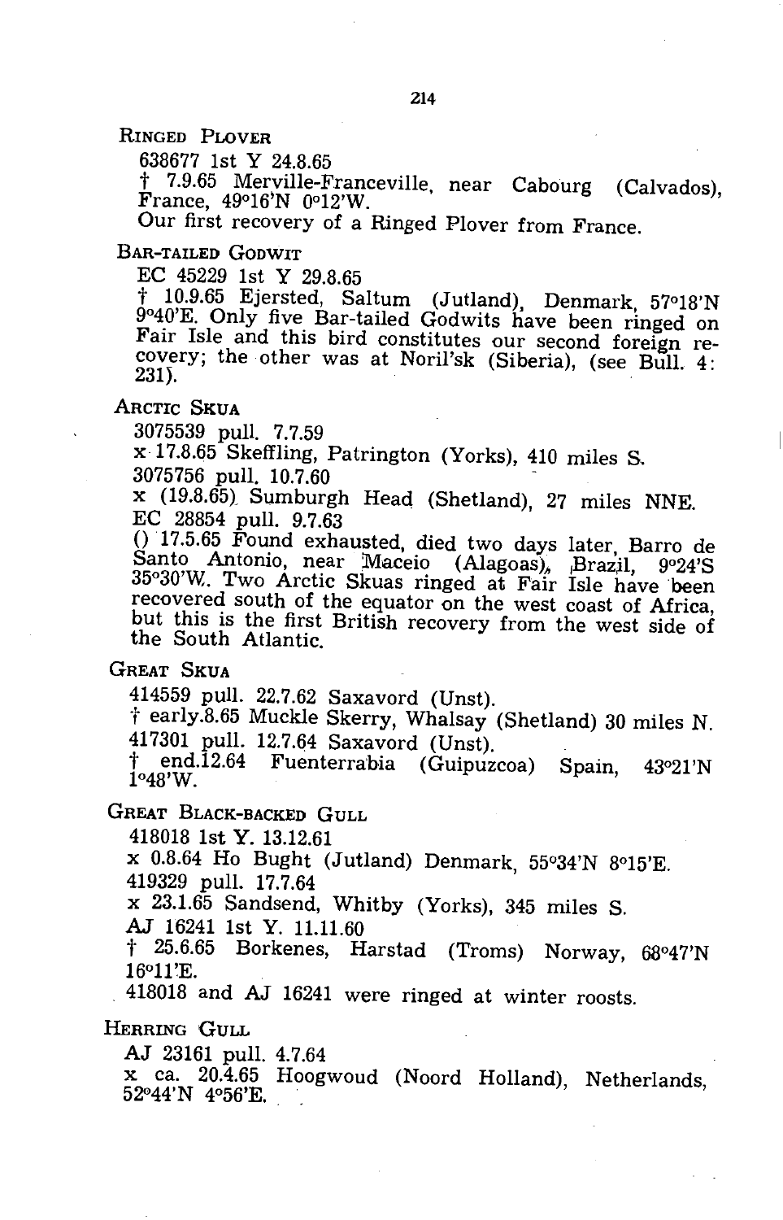RINGED PLOVER

638677 1st Y 24.8.65

† 7.9.65 Merville-Franceville, near Cabourg (Calvados), France, 49°16'N 0°12'W.

Our first recovery of a Ringed Plover from France.

BAR-TAILED GODWIT

EC 45229 1st Y 29.8.65

† 10.9.65 Ejersted, Saltum (Jutland), Denmark, 57°18'N 9°40'E. Only five Bar-tailed Godwits have been ringed on Fair Isle and this bird constitutes our second foreign recovery; the other was at Noril'sk (Siberia), (see Bull. 4: 231).

ARCTIC SKUA

3075539 pull. 7.7.59

x 17.8.65 Skeffling, Patrington (Yorks), 410 miles S.

3075756 pull. 10.7.60

x (19.8.65) Sumburgh Head (Shetland), 27 miles NNE.

EC 28854 pull. 9.7.63

() 17.5.65 Found exhausted, died two days later, Barro de Santo Antonio, near Maceio (Alagoas), Brazil, 9°24'S 35°30'W. Two Arctic Skuas ringed at Fair Isle have been recovered south of the equator on the west coast of Africa, but this is the first British recovery from the west side of the South Atlantic.

GREAT SKUA

414559 pull. 22.7.62 Saxavord (Unst).

† early.8.65 Muckle Skerry, Whalsay (Shetland) 30 miles N.

417301 pull. 12.7.64 Saxavord (Unst).

† end.12.64 Fuenterrabia (Guipuzcoa) Spain, 43°21'N 1°48'W.

GREAT BLACK-BACKED GULL

418018 1st Y. 13.12.61

x 0.8.64 Ho Bught (Jutland) Denmark, 55°34'N 8°15'E.

419329 pull. 17.7.64

x 23.1.65 Sandsend, Whitby (Yorks), 345 miles S.

AJ 16241 1st Y. 11.11.60

† 25.6.65 Borkenes, Harstad (Troms) Norway, 68°47'N 16°11'E.

418018 and AJ 16241 were ringed at winter roosts.

HERRING GULL

AJ 23161 pull. 4.7.64

x ca. 20.4.65 Hoogwoud (Noord Holland), Netherlands, 52°44'N 4°56'E.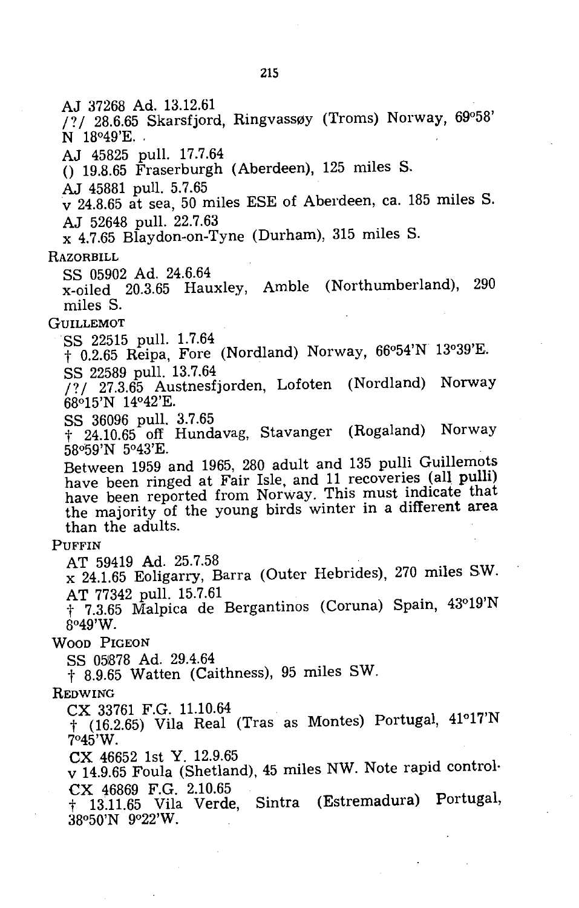AJ 37268 Ad. 13.12.61
/?/ 28.6.65 Skarsfjord, Ringvassøy (Troms) Norway, 69°58' N 18°49'E.

AJ 45825 pull. 17.7.64
() 19.8.65 Fraserburgh (Aberdeen), 125 miles S.

AJ 45881 pull. 5.7.65
v 24.8.65 at sea, 50 miles ESE of Aberdeen, ca. 185 miles S.

AJ 52648 pull. 22.7.63
x 4.7.65 Blaydon-on-Tyne (Durham), 315 miles S.

RAZORBILL

SS 05902 Ad. 24.6.64
x-oiled 20.3.65 Hauxley, Amble (Northumberland), 290 miles S.

GUILLEMOT

SS 22515 pull. 1.7.64
† 0.2.65 Reipa, Fore (Nordland) Norway, 66°54'N 13°39'E.

SS 22589 pull. 13.7.64
/?/ 27.3.65 Austnesfjorden, Lofoten (Nordland) Norway 68°15'N 14°42'E.

SS 36096 pull. 3.7.65
† 24.10.65 off Hundavag, Stavanger (Rogaland) Norway 58°59'N 5°43'E.

Between 1959 and 1965, 280 adult and 135 pulli Guillemots have been ringed at Fair Isle, and 11 recoveries (all pulli) have been reported from Norway. This must indicate that the majority of the young birds winter in a different area than the adults.

PUFFIN

AT 59419 Ad. 25.7.58
x 24.1.65 Eoligarry, Barra (Outer Hebrides), 270 miles SW.

AT 77342 pull. 15.7.61
† 7.3.65 Malpica de Bergantinos (Coruna) Spain, 43°19'N 8°49'W.

WOOD PIGEON

SS 05878 Ad. 29.4.64
† 8.9.65 Watten (Caithness), 95 miles SW.

REDWING

CX 33761 F.G. 11.10.64
† (16.2.65) Vila Real (Tras as Montes) Portugal, 41°17'N 7°45'W.

CX 46652 1st Y. 12.9.65
v 14.9.65 Foula (Shetland), 45 miles NW. Note rapid control.

CX 46869 F.G. 2.10.65
† 13.11.65 Vila Verde, Sintra (Estremadura) Portugal, 38°50'N 9°22'W.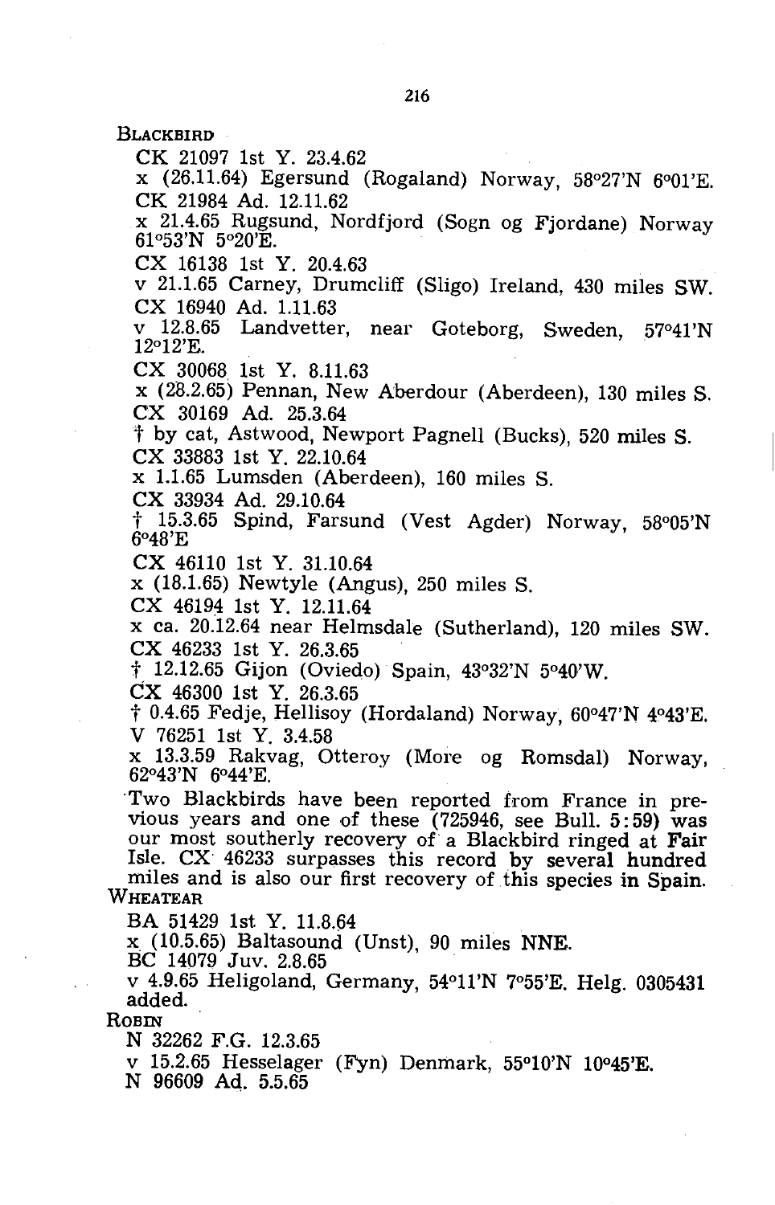**BLACKBIRD**

CK 21097 1st Y. 23.4.62
x (26.11.64) Egersund (Rogaland) Norway, 58°27'N 6°01'E.

CK 21984 Ad. 12.11.62
x 21.4.65 Rugsund, Nordfjord (Sogn og Fjordane) Norway 61°53'N 5°20'E.

CX 16138 1st Y. 20.4.63
v 21.1.65 Carney, Drumcliff (Sligo) Ireland, 430 miles SW.

CX 16940 Ad. 1.11.63
v 12.8.65 Landvetter, near Goteborg, Sweden, 57°41'N 12°12'E.

CX 30068 1st Y. 8.11.63
x (28.2.65) Pennan, New Aberdour (Aberdeen), 130 miles S.

CX 30169 Ad. 25.3.64
† by cat, Astwood, Newport Pagnell (Bucks), 520 miles S.

CX 33883 1st Y. 22.10.64
x 1.1.65 Lumsden (Aberdeen), 160 miles S.

CX 33934 Ad. 29.10.64
† 15.3.65 Spind, Farsund (Vest Agder) Norway, 58°05'N 6°48'E

CX 46110 1st Y. 31.10.64
x (18.1.65) Newtyle (Angus), 250 miles S.

CX 46194 1st Y. 12.11.64
x ca. 20.12.64 near Helmsdale (Sutherland), 120 miles SW.

CX 46233 1st Y. 26.3.65
† 12.12.65 Gijon (Oviedo) Spain, 43°32'N 5°40'W.

CX 46300 1st Y. 26.3.65
† 0.4.65 Fedje, Hellisoy (Hordaland) Norway, 60°47'N 4°43'E.

V 76251 1st Y. 3.4.58
x 13.3.59 Rakvag, Otteroy (More og Romsdal) Norway, 62°43'N 6°44'E.

Two Blackbirds have been reported from France in previous years and one of these (725946, see Bull. **5:59**) was our most southerly recovery of a Blackbird ringed at **Fair** Isle. CX 46233 surpasses this record by several hundred miles and is also our first recovery of this species **in Spain.**

**WHEATEAR**

BA 51429 1st Y. 11.8.64
x (10.5.65) Baltasound (Unst), 90 miles NNE.

BC 14079 Juv. 2.8.65
v 4.9.65 Heligoland, Germany, 54°11'N 7°55'E. Helg. 0305431 added.

**ROBIN**

N 32262 F.G. 12.3.65
v 15.2.65 Hesselager (Fyn) Denmark, 55°10'N 10°45'E.

N 96609 Ad. 5.5.65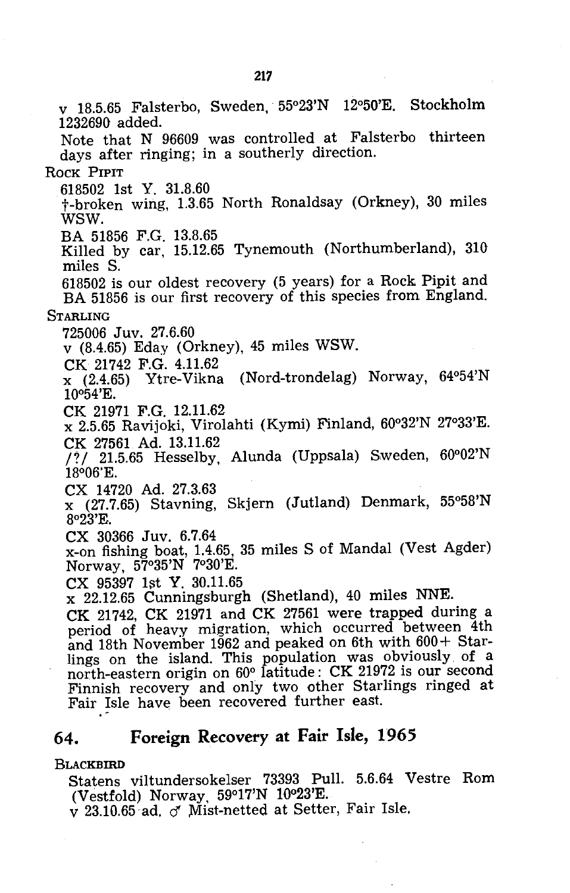v 18.5.65 Falsterbo, Sweden, 55°23'N 12°50'E. Stockholm 1232690 added.

Note that N 96609 was controlled at Falsterbo thirteen days after ringing; in a southerly direction.

ROCK PIPIT

618502 1st Y. 31.8.60

†-broken wing, 1.3.65 North Ronaldsay (Orkney), 30 miles WSW.

BA 51856 F.G. 13.8.65

Killed by car, 15.12.65 Tynemouth (Northumberland), 310 miles S.

618502 is our oldest recovery (5 years) for a Rock Pipit and BA 51856 is our first recovery of this species from England.

STARLING

725006 Juv. 27.6.60

v (8.4.65) Eday (Orkney), 45 miles WSW.

CK 21742 F.G. 4.11.62

x (2.4.65) Ytre-Vikna (Nord-trondelag) Norway, 64°54'N 10°54'E.

CK 21971 F.G. 12.11.62

x 2.5.65 Ravijoki, Virolahti (Kymi) Finland, 60°32'N 27°33'E.

CK 27561 Ad. 13.11.62

/?/ 21.5.65 Hesselby, Alunda (Uppsala) Sweden, 60°02'N 18°06'E.

CX 14720 Ad. 27.3.63

x (27.7.65) Stavning, Skjern (Jutland) Denmark, 55°58'N 8°23'E.

CX 30366 Juv. 6.7.64

x-on fishing boat, 1.4.65, 35 miles S of Mandal (Vest Agder) Norway, 57°35'N 7°30'E.

CX 95397 1st Y. 30.11.65

x 22.12.65 Cunningsburgh (Shetland), 40 miles NNE.

CK 21742, CK 21971 and CK 27561 were trapped during a period of heavy migration, which occurred between 4th and 18th November 1962 and peaked on 6th with 600+ Starlings on the island. This population was obviously of a north-eastern origin on 60° latitude: CK 21972 is our second Finnish recovery and only two other Starlings ringed at Fair Isle have been recovered further east.

## 64. Foreign Recovery at Fair Isle, 1965

BLACKBIRD

Statens viltundersokelser 73393 Pull. 5.6.64 Vestre Rom (Vestfold) Norway, 59°17'N 10°23'E.

v 23.10.65 ad. ♂ Mist-netted at Setter, Fair Isle.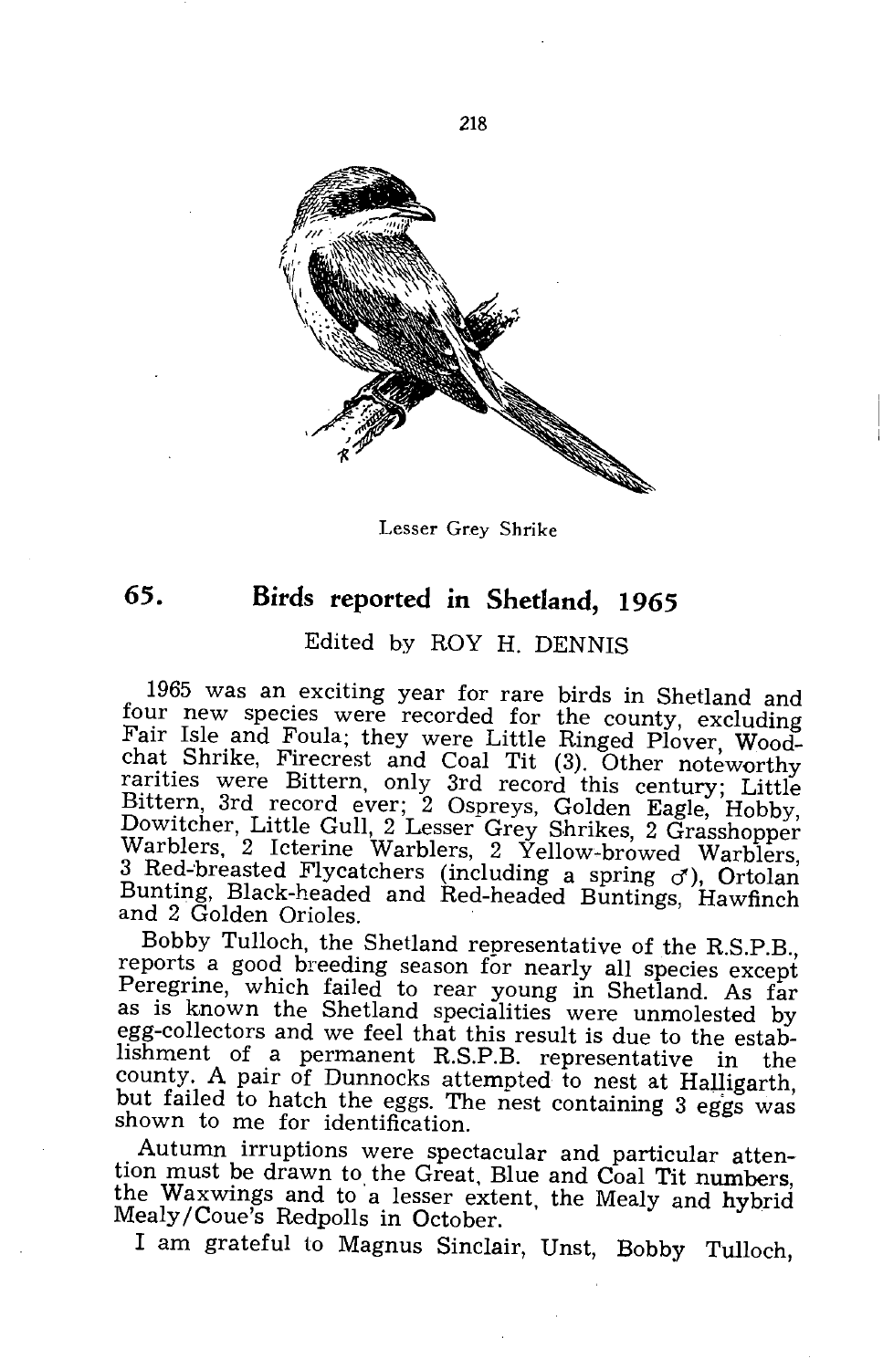Lesser Grey Shrike

## 65. Birds reported in Shetland, 1965

Edited by ROY H. DENNIS

1965 was an exciting year for rare birds in Shetland and four new species were recorded for the county, excluding Fair Isle and Foula; they were Little Ringed Plover, Woodchat Shrike, Firecrest and Coal Tit (3). Other noteworthy rarities were Bittern, only 3rd record this century; Little Bittern, 3rd record ever; 2 Ospreys, Golden Eagle, Hobby, Dowitcher, Little Gull, 2 Lesser Grey Shrikes, 2 Grasshopper Warblers, 2 Icterine Warblers, 2 Yellow-browed Warblers, 3 Red-breasted Flycatchers (including a spring ♂), Ortolan Bunting, Black-headed and Red-headed Buntings, Hawfinch and 2 Golden Orioles.

Bobby Tulloch, the Shetland representative of the R.S.P.B., reports a good breeding season for nearly all species except Peregrine, which failed to rear young in Shetland. As far as is known the Shetland specialities were unmolested by egg-collectors and we feel that this result is due to the establishment of a permanent R.S.P.B. representative in the county. A pair of Dunnocks attempted to nest at Halligarth, but failed to hatch the eggs. The nest containing 3 eggs was shown to me for identification.

Autumn irruptions were spectacular and particular attention must be drawn to the Great, Blue and Coal Tit numbers, the Waxwings and to a lesser extent, the Mealy and hybrid Mealy/Coue's Redpolls in October.

I am grateful to Magnus Sinclair, Unst, Bobby Tulloch,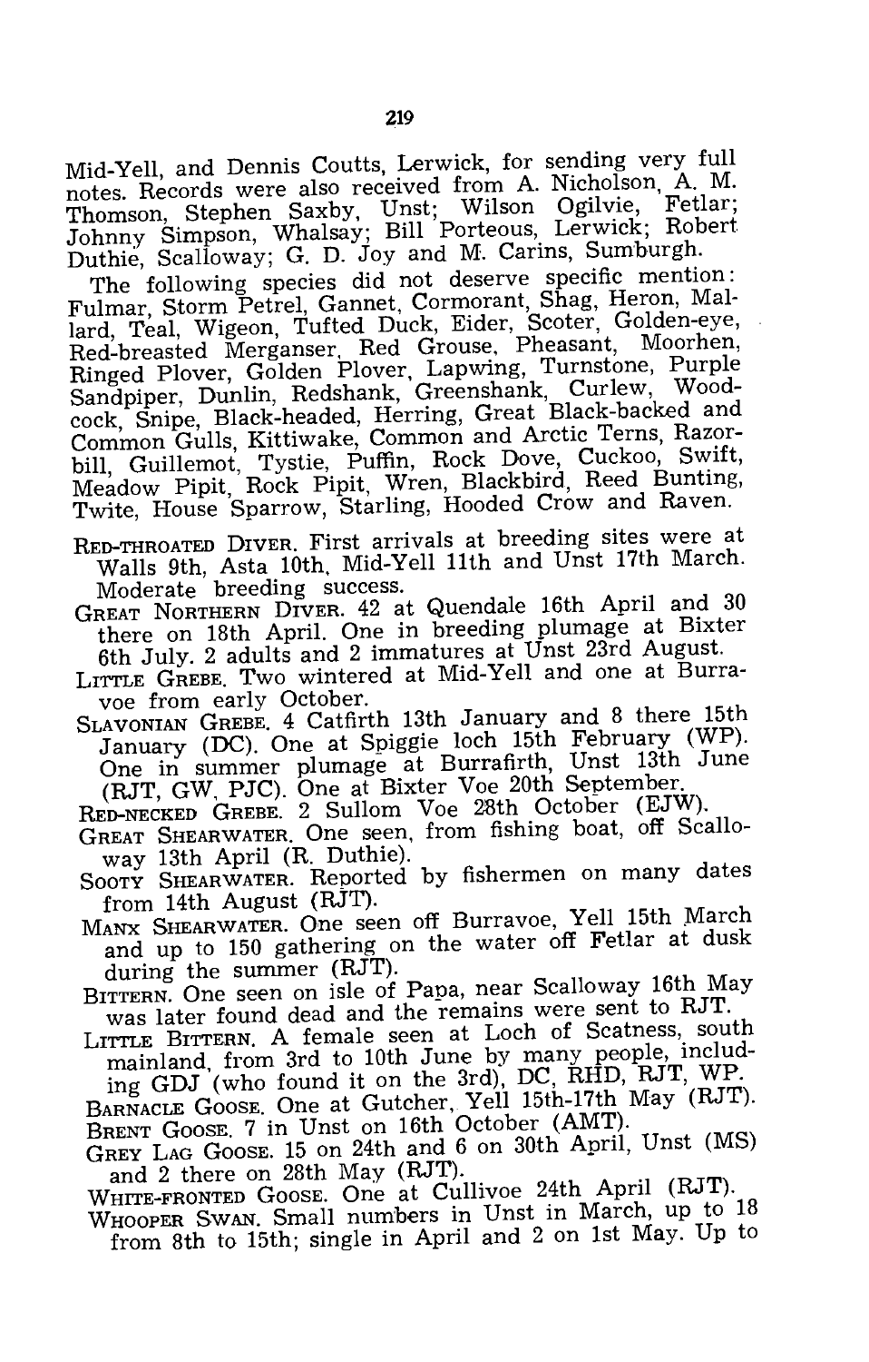Mid-Yell, and Dennis Coutts, Lerwick, for sending very full notes. Records were also received from A. Nicholson, A. M. Thomson, Stephen Saxby, Unst; Wilson Ogilvie, Fetlar; Johnny Simpson, Whalsay; Bill Porteous, Lerwick; Robert Duthie, Scalloway; G. D. Joy and M. Carins, Sumburgh.

The following species did not deserve specific mention: Fulmar, Storm Petrel, Gannet, Cormorant, Shag, Heron, Mallard, Teal, Wigeon, Tufted Duck, Eider, Scoter, Golden-eye, Red-breasted Merganser, Red Grouse, Pheasant, Moorhen, Ringed Plover, Golden Plover, Lapwing, Turnstone, Purple Sandpiper, Dunlin, Redshank, Greenshank, Curlew, Woodcock, Snipe, Black-headed, Herring, Great Black-backed and Common Gulls, Kittiwake, Common and Arctic Terns, Razorbill, Guillemot, Tystie, Puffin, Rock Dove, Cuckoo, Swift, Meadow Pipit, Rock Pipit, Wren, Blackbird, Reed Bunting, Twite, House Sparrow, Starling, Hooded Crow and Raven.

RED-THROATED DIVER. First arrivals at breeding sites were at Walls 9th, Asta 10th, Mid-Yell 11th and Unst 17th March. Moderate breeding success.

GREAT NORTHERN DIVER. 42 at Quendale 16th April and 30 there on 18th April. One in breeding plumage at Bixter 6th July. 2 adults and 2 immatures at Unst 23rd August.

LITTLE GREBE. Two wintered at Mid-Yell and one at Burravoe from early October.

SLAVONIAN GREBE. 4 Catfirth 13th January and 8 there 15th January (DC). One at Spiggie loch 15th February (WP). One in summer plumage at Burrafirth, Unst 13th June (RJT, GW, PJC). One at Bixter Voe 20th September.

RED-NECKED GREBE. 2 Sullom Voe 28th October (EJW).

GREAT SHEARWATER. One seen, from fishing boat, off Scalloway 13th April (R. Duthie).

SOOTY SHEARWATER. Reported by fishermen on many dates from 14th August (RJT).

MANX SHEARWATER. One seen off Burravoe, Yell 15th March and up to 150 gathering on the water off Fetlar at dusk during the summer (RJT).

BITTERN. One seen on isle of Papa, near Scalloway 16th May was later found dead and the remains were sent to RJT.

LITTLE BITTERN. A female seen at Loch of Scatness, south mainland, from 3rd to 10th June by many people, including GDJ (who found it on the 3rd), DC, RHD, RJT, WP.

BARNACLE GOOSE. One at Gutcher, Yell 15th-17th May (RJT).

BRENT GOOSE. 7 in Unst on 16th October (AMT).

GREY LAG GOOSE. 15 on 24th and 6 on 30th April, Unst (MS) and 2 there on 28th May (RJT).

WHITE-FRONTED GOOSE. One at Cullivoe 24th April (RJT).

WHOOPER SWAN. Small numbers in Unst in March, up to 18 from 8th to 15th; single in April and 2 on 1st May. Up to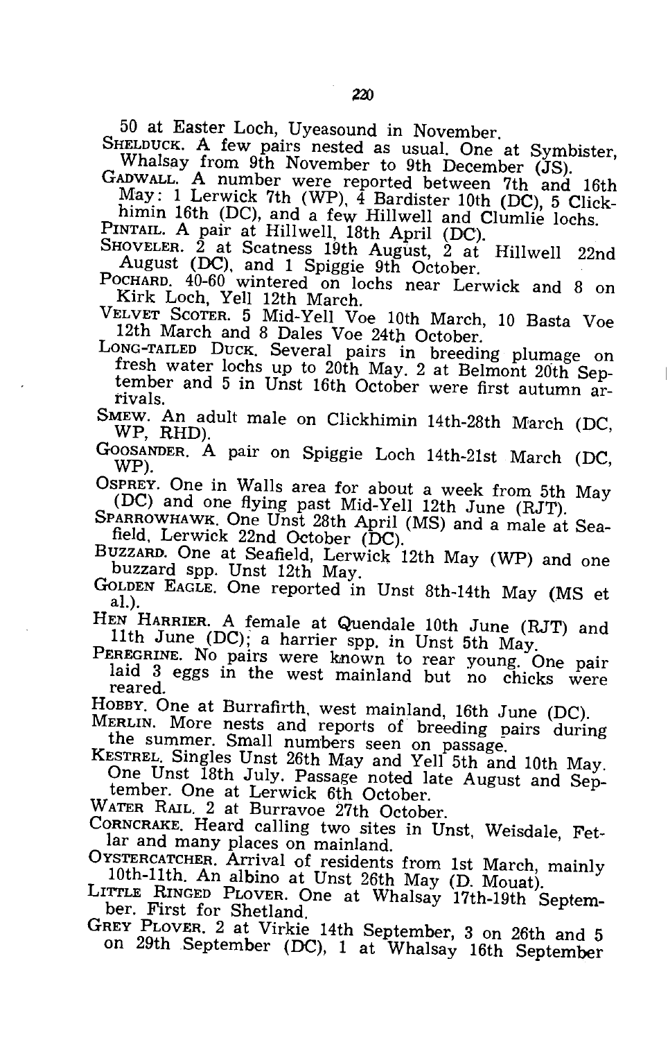50 at Easter Loch, Uyeasound in November.

SHELDUCK. A few pairs nested as usual. One at Symbister, Whalsay from 9th November to 9th December (JS).

GADWALL. A number were reported between 7th and 16th May: 1 Lerwick 7th (WP), 4 Bardister 10th (DC), 5 Clickhimin 16th (DC), and a few Hillwell and Clumlie lochs.

PINTAIL. A pair at Hillwell, 18th April (DC).

SHOVELER. 2 at Scatness 19th August, 2 at Hillwell 22nd August (DC), and 1 Spiggie 9th October.

POCHARD. 40-60 wintered on lochs near Lerwick and 8 on Kirk Loch, Yell 12th March.

VELVET SCOTER. 5 Mid-Yell Voe 10th March, 10 Basta Voe 12th March and 8 Dales Voe 24th October.

LONG-TAILED DUCK. Several pairs in breeding plumage on fresh water lochs up to 20th May. 2 at Belmont 20th September and 5 in Unst 16th October were first autumn arrivals.

SMEW. An adult male on Clickhimin 14th-28th March (DC, WP, RHD).

GOOSANDER. A pair on Spiggie Loch 14th-21st March (DC, WP).

OSPREY. One in Walls area for about a week from 5th May (DC) and one flying past Mid-Yell 12th June (RJT).

SPARROWHAWK. One Unst 28th April (MS) and a male at Seafield, Lerwick 22nd October (DC).

BUZZARD. One at Seafield, Lerwick 12th May (WP) and one buzzard spp. Unst 12th May.

GOLDEN EAGLE. One reported in Unst 8th-14th May (MS et al.).

HEN HARRIER. A female at Quendale 10th June (RJT) and 11th June (DC); a harrier spp. in Unst 5th May.

PEREGRINE. No pairs were known to rear young. One pair laid 3 eggs in the west mainland but no chicks were reared.

HOBBY. One at Burrafirth, west mainland, 16th June (DC).

MERLIN. More nests and reports of breeding pairs during the summer. Small numbers seen on passage.

KESTREL. Singles Unst 26th May and Yell 5th and 10th May. One Unst 18th July. Passage noted late August and September. One at Lerwick 6th October.

WATER RAIL. 2 at Burravoe 27th October.

CORNCRAKE. Heard calling two sites in Unst, Weisdale, Fetlar and many places on mainland.

OYSTERCATCHER. Arrival of residents from 1st March, mainly 10th-11th. An albino at Unst 26th May (D. Mouat).

LITTLE RINGED PLOVER. One at Whalsay 17th-19th September. First for Shetland.

GREY PLOVER. 2 at Virkie 14th September, 3 on 26th and 5 on 29th September (DC), 1 at Whalsay 16th September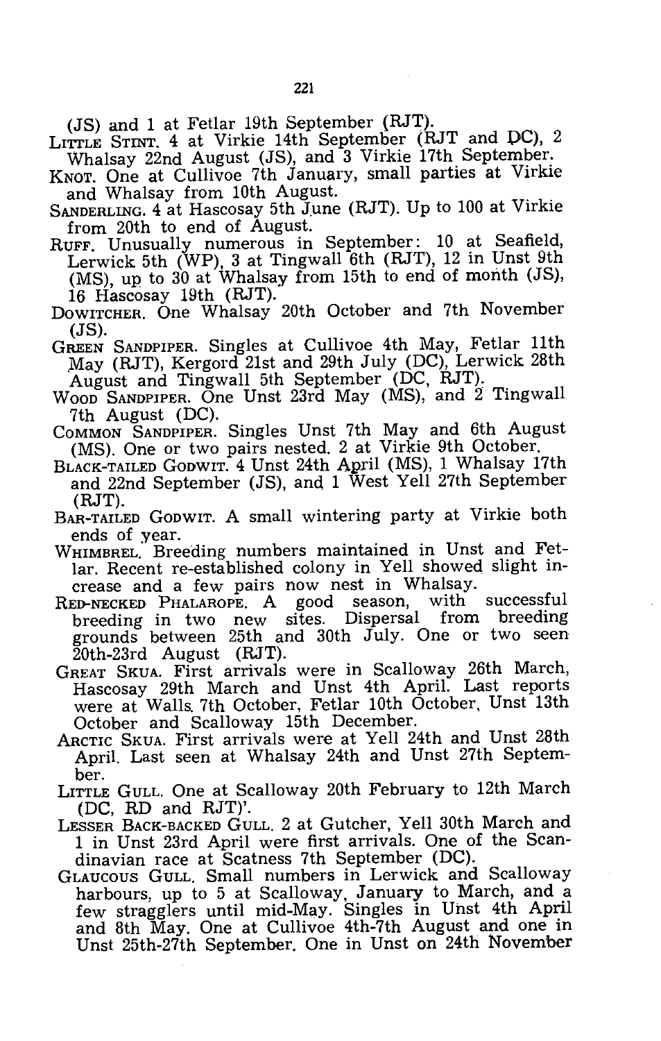(JS) and 1 at Fetlar 19th September (RJT).

Little Stint. 4 at Virkie 14th September (RJT and DC), 2 Whalsay 22nd August (JS), and 3 Virkie 17th September.

Knot. One at Cullivoe 7th January, small parties at Virkie and Whalsay from 10th August.

Sanderling. 4 at Hascosay 5th June (RJT). Up to 100 at Virkie from 20th to end of August.

Ruff. Unusually numerous in September: 10 at Seafield, Lerwick 5th (WP), 3 at Tingwall 6th (RJT), 12 in Unst 9th (MS), up to 30 at Whalsay from 15th to end of month (JS), 16 Hascosay 19th (RJT).

Dowitcher. One Whalsay 20th October and 7th November (JS).

Green Sandpiper. Singles at Cullivoe 4th May, Fetlar 11th May (RJT), Kergord 21st and 29th July (DC), Lerwick 28th August and Tingwall 5th September (DC, RJT).

Wood Sandpiper. One Unst 23rd May (MS), and 2 Tingwall 7th August (DC).

Common Sandpiper. Singles Unst 7th May and 6th August (MS). One or two pairs nested. 2 at Virkie 9th October.

Black-tailed Godwit. 4 Unst 24th April (MS), 1 Whalsay 17th and 22nd September (JS), and 1 West Yell 27th September (RJT).

Bar-tailed Godwit. A small wintering party at Virkie both ends of year.

Whimbrel. Breeding numbers maintained in Unst and Fetlar. Recent re-established colony in Yell showed slight increase and a few pairs now nest in Whalsay.

Red-necked Phalarope. A good season, with successful breeding in two new sites. Dispersal from breeding grounds between 25th and 30th July. One or two seen 20th-23rd August (RJT).

Great Skua. First arrivals were in Scalloway 26th March, Hascosay 29th March and Unst 4th April. Last reports were at Walls 7th October, Fetlar 10th October, Unst 13th October and Scalloway 15th December.

Arctic Skua. First arrivals were at Yell 24th and Unst 28th April. Last seen at Whalsay 24th and Unst 27th September.

Little Gull. One at Scalloway 20th February to 12th March (DC, RD and RJT)'.

Lesser Back-backed Gull. 2 at Gutcher, Yell 30th March and 1 in Unst 23rd April were first arrivals. One of the Scandinavian race at Scatness 7th September (DC).

Glaucous Gull. Small numbers in Lerwick and Scalloway harbours, up to 5 at Scalloway, January to March, and a few stragglers until mid-May. Singles in Unst 4th April and 8th May. One at Cullivoe 4th-7th August and one in Unst 25th-27th September. One in Unst on 24th November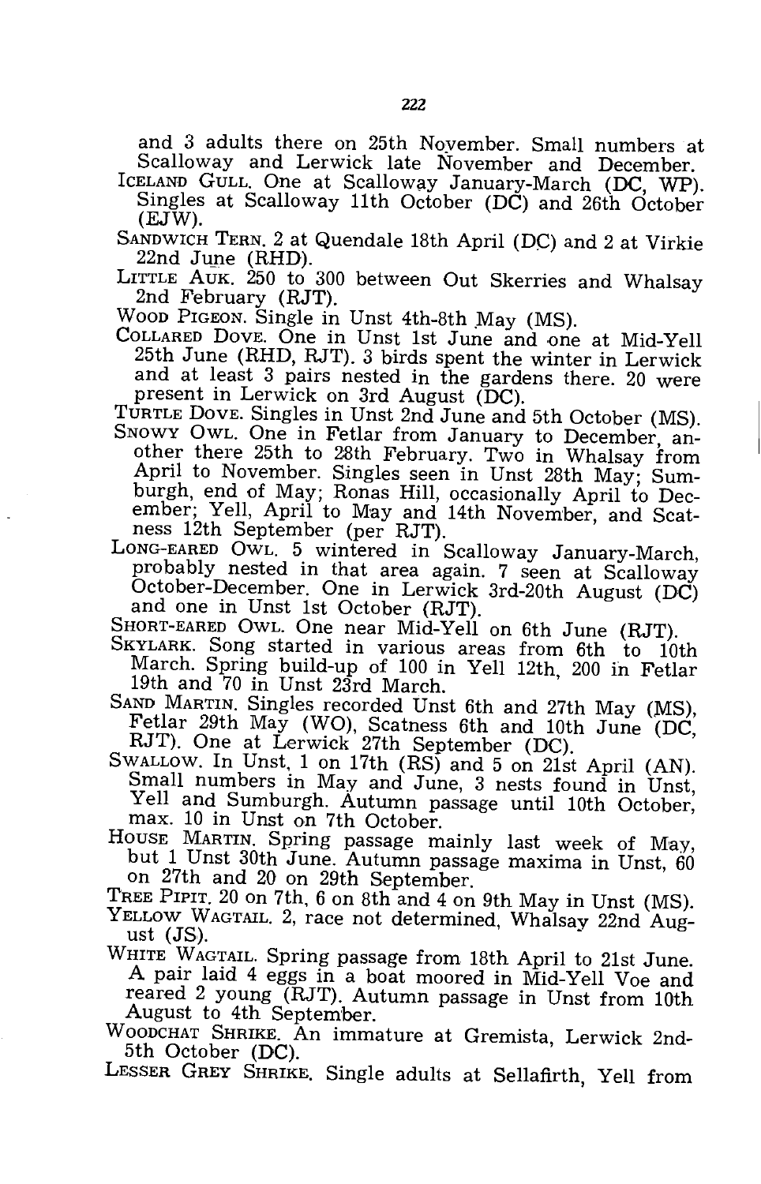and 3 adults there on 25th November. Small numbers at Scalloway and Lerwick late November and December.

ICELAND GULL. One at Scalloway January-March (DC, WP). Singles at Scalloway 11th October (DC) and 26th October (EJW).

SANDWICH TERN. 2 at Quendale 18th April (DC) and 2 at Virkie 22nd June (RHD).

LITTLE AUK. 250 to 300 between Out Skerries and Whalsay 2nd February (RJT).

WOOD PIGEON. Single in Unst 4th-8th May (MS).

COLLARED DOVE. One in Unst 1st June and one at Mid-Yell 25th June (RHD, RJT). 3 birds spent the winter in Lerwick and at least 3 pairs nested in the gardens there. 20 were present in Lerwick on 3rd August (DC).

TURTLE DOVE. Singles in Unst 2nd June and 5th October (MS).

SNOWY OWL. One in Fetlar from January to December, another there 25th to 28th February. Two in Whalsay from April to November. Singles seen in Unst 28th May; Sumburgh, end of May; Ronas Hill, occasionally April to December; Yell, April to May and 14th November, and Scatness 12th September (per RJT).

LONG-EARED OWL. 5 wintered in Scalloway January-March, probably nested in that area again. 7 seen at Scalloway October-December. One in Lerwick 3rd-20th August (DC) and one in Unst 1st October (RJT).

SHORT-EARED OWL. One near Mid-Yell on 6th June (RJT).

SKYLARK. Song started in various areas from 6th to 10th March. Spring build-up of 100 in Yell 12th, 200 in Fetlar 19th and 70 in Unst 23rd March.

SAND MARTIN. Singles recorded Unst 6th and 27th May (MS), Fetlar 29th May (WO), Scatness 6th and 10th June (DC, RJT). One at Lerwick 27th September (DC).

SWALLOW. In Unst, 1 on 17th (RS) and 5 on 21st April (AN). Small numbers in May and June, 3 nests found in Unst, Yell and Sumburgh. Autumn passage until 10th October, max. 10 in Unst on 7th October.

HOUSE MARTIN. Spring passage mainly last week of May, but 1 Unst 30th June. Autumn passage maxima in Unst, 60 on 27th and 20 on 29th September.

TREE PIPIT. 20 on 7th, 6 on 8th and 4 on 9th May in Unst (MS).

YELLOW WAGTAIL. 2, race not determined, Whalsay 22nd August (JS).

WHITE WAGTAIL. Spring passage from 18th April to 21st June. A pair laid 4 eggs in a boat moored in Mid-Yell Voe and reared 2 young (RJT). Autumn passage in Unst from 10th August to 4th September.

WOODCHAT SHRIKE. An immature at Gremista, Lerwick 2nd-5th October (DC).

LESSER GREY SHRIKE. Single adults at Sellafirth, Yell from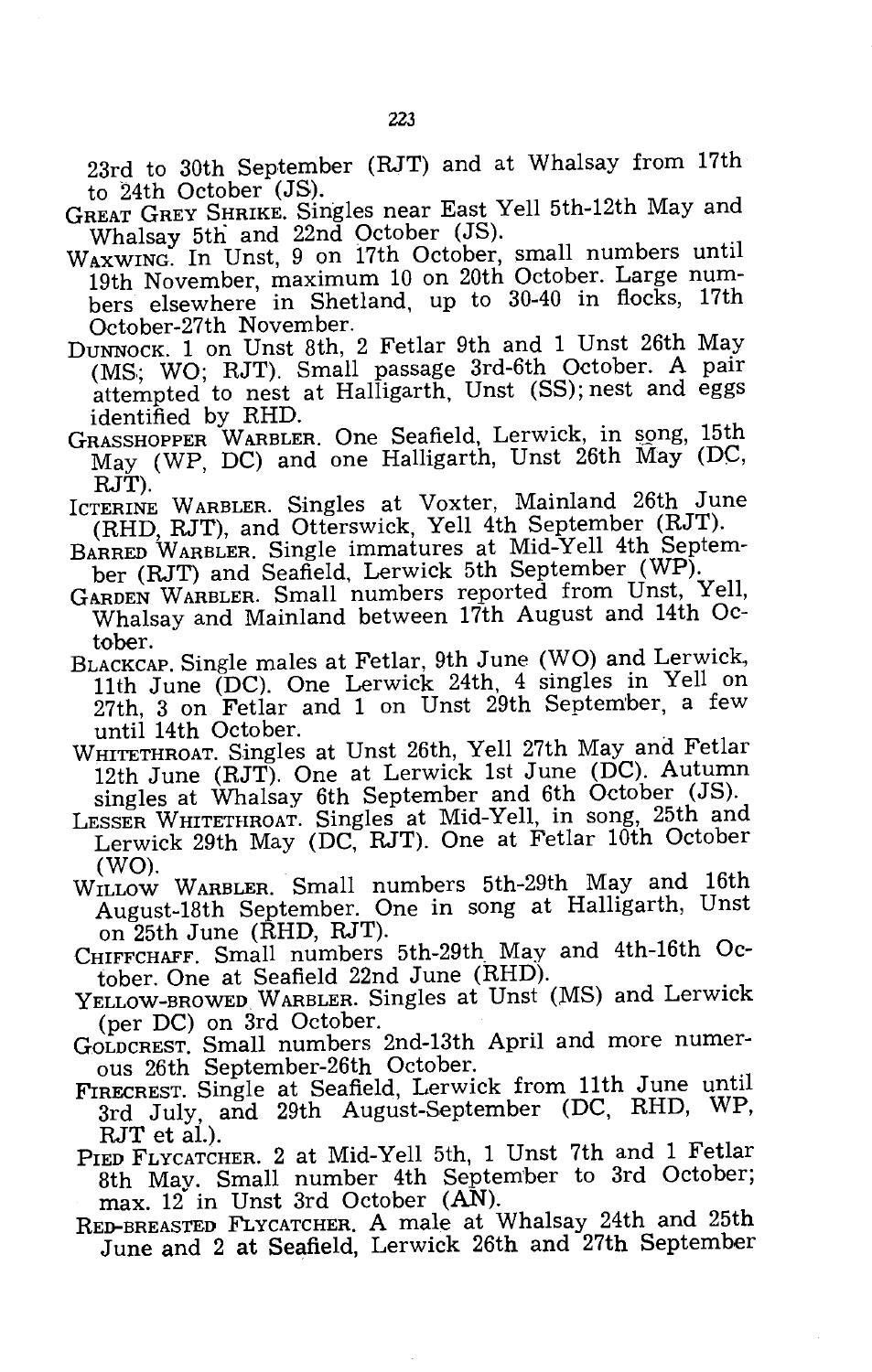23rd to 30th September (RJT) and at Whalsay from 17th to 24th October (JS).

GREAT GREY SHRIKE. Singles near East Yell 5th-12th May and Whalsay 5th and 22nd October (JS).

WAXWING. In Unst, 9 on 17th October, small numbers until 19th November, maximum 10 on 20th October. Large numbers elsewhere in Shetland, up to 30-40 in flocks, 17th October-27th November.

DUNNOCK. 1 on Unst 8th, 2 Fetlar 9th and 1 Unst 26th May (MS; WO; RJT). Small passage 3rd-6th October. A pair attempted to nest at Halligarth, Unst (SS); nest and eggs identified by RHD.

GRASSHOPPER WARBLER. One Seafield, Lerwick, in song, 15th May (WP, DC) and one Halligarth, Unst 26th May (DC, RJT).

ICTERINE WARBLER. Singles at Voxter, Mainland 26th June (RHD, RJT), and Otterswick, Yell 4th September (RJT).

BARRED WARBLER. Single immatures at Mid-Yell 4th September (RJT) and Seafield, Lerwick 5th September (WP).

GARDEN WARBLER. Small numbers reported from Unst, Yell, Whalsay and Mainland between 17th August and 14th October.

BLACKCAP. Single males at Fetlar, 9th June (WO) and Lerwick, 11th June (DC). One Lerwick 24th, 4 singles in Yell on 27th, 3 on Fetlar and 1 on Unst 29th September, a few until 14th October.

WHITETHROAT. Singles at Unst 26th, Yell 27th May and Fetlar 12th June (RJT). One at Lerwick 1st June (DC). Autumn singles at Whalsay 6th September and 6th October (JS).

LESSER WHITETHROAT. Singles at Mid-Yell, in song, 25th and Lerwick 29th May (DC, RJT). One at Fetlar 10th October (WO).

WILLOW WARBLER. Small numbers 5th-29th May and 16th August-18th September. One in song at Halligarth, Unst on 25th June (RHD, RJT).

CHIFFCHAFF. Small numbers 5th-29th May and 4th-16th October. One at Seafield 22nd June (RHD).

YELLOW-BROWED WARBLER. Singles at Unst (MS) and Lerwick (per DC) on 3rd October.

GOLDCREST. Small numbers 2nd-13th April and more numerous 26th September-26th October.

FIRECREST. Single at Seafield, Lerwick from 11th June until 3rd July, and 29th August-September (DC, RHD, WP, RJT et al.).

PIED FLYCATCHER. 2 at Mid-Yell 5th, 1 Unst 7th and 1 Fetlar 8th May. Small number 4th September to 3rd October; max. 12 in Unst 3rd October (AN).

RED-BREASTED FLYCATCHER. A male at Whalsay 24th and 25th June and 2 at Seafield, Lerwick 26th and 27th September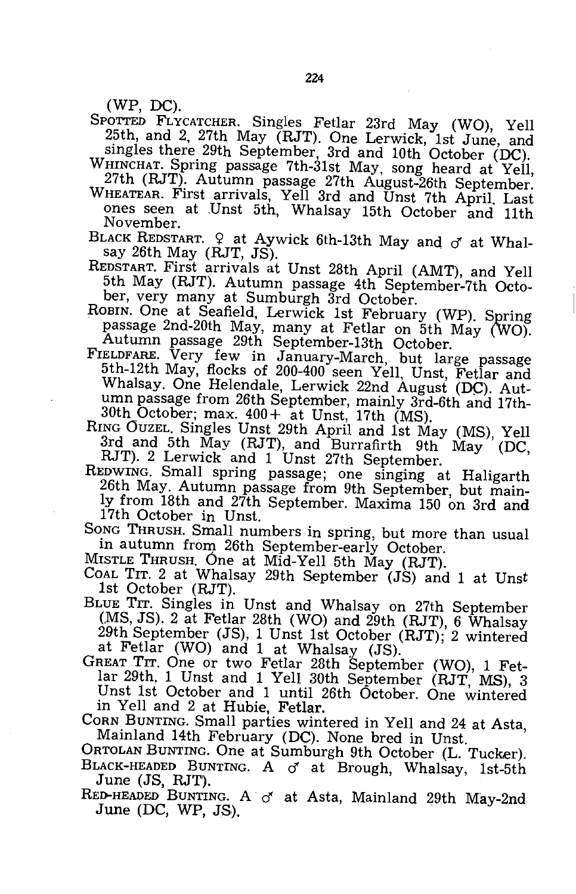(WP, DC).

Spotted Flycatcher. Singles Fetlar 23rd May (WO), Yell 25th, and 2, 27th May (RJT). One Lerwick, 1st June, and singles there 29th September, 3rd and 10th October (DC).

Whinchat. Spring passage 7th-31st May, song heard at Yell, 27th (RJT). Autumn passage 27th August-26th September.

Wheatear. First arrivals, Yell 3rd and Unst 7th April. Last ones seen at Unst 5th, Whalsay 15th October and 11th November.

Black Redstart. ♀ at Aywick 6th-13th May and ♂ at Whalsay 26th May (RJT, JS).

Redstart. First arrivals at Unst 28th April (AMT), and Yell 5th May (RJT). Autumn passage 4th September-7th October, very many at Sumburgh 3rd October.

Robin. One at Seafield, Lerwick 1st February (WP). Spring passage 2nd-20th May, many at Fetlar on 5th May (WO). Autumn passage 29th September-13th October.

Fieldfare. Very few in January-March, but large passage 5th-12th May, flocks of 200-400 seen Yell, Unst, Fetlar and Whalsay. One Helendale, Lerwick 22nd August (DC). Autumn passage from 26th September, mainly 3rd-6th and 17th-30th October; max. 400+ at Unst, 17th (MS).

Ring Ouzel. Singles Unst 29th April and 1st May (MS), Yell 3rd and 5th May (RJT), and Burrafirth 9th May (DC, RJT). 2 Lerwick and 1 Unst 27th September.

Redwing. Small spring passage; one singing at Haligarth 26th May. Autumn passage from 9th September, but mainly from 18th and 27th September. Maxima 150 on 3rd and 17th October in Unst.

Song Thrush. Small numbers in spring, but more than usual in autumn from 26th September-early October.

Mistle Thrush. One at Mid-Yell 5th May (RJT).

Coal Tit. 2 at Whalsay 29th September (JS) and 1 at Unst 1st October (RJT).

Blue Tit. Singles in Unst and Whalsay on 27th September (MS, JS). 2 at Fetlar 28th (WO) and 29th (RJT), 6 Whalsay 29th September (JS), 1 Unst 1st October (RJT); 2 wintered at Fetlar (WO) and 1 at Whalsay (JS).

Great Tit. One or two Fetlar 28th September (WO), 1 Fetlar 29th, 1 Unst and 1 Yell 30th September (RJT, MS), 3 Unst 1st October and 1 until 26th October. One wintered in Yell and 2 at Hubie, Fetlar.

Corn Bunting. Small parties wintered in Yell and 24 at Asta, Mainland 14th February (DC). None bred in Unst.

Ortolan Bunting. One at Sumburgh 9th October (L. Tucker).

Black-headed Bunting. A ♂ at Brough, Whalsay, 1st-5th June (JS, RJT).

Red-headed Bunting. A ♂ at Asta, Mainland 29th May-2nd June (DC, WP, JS).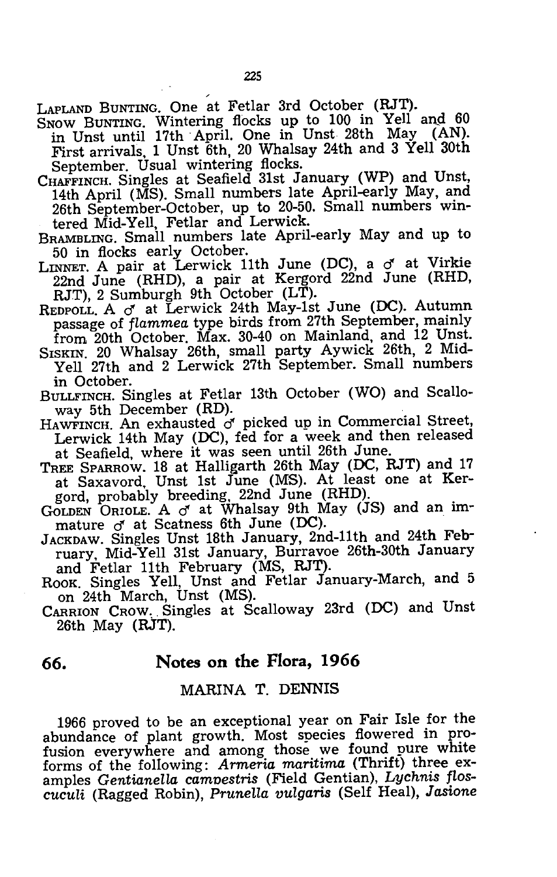LAPLAND BUNTING. One at Fetlar 3rd October (RJT).

SNOW BUNTING. Wintering flocks up to 100 in Yell and 60 in Unst until 17th April. One in Unst 28th May (AN). First arrivals, 1 Unst 6th, 20 Whalsay 24th and 3 Yell 30th September. Usual wintering flocks.

CHAFFINCH. Singles at Seafield 31st January (WP) and Unst, 14th April (MS). Small numbers late April-early May, and 26th September-October, up to 20-50. Small numbers wintered Mid-Yell, Fetlar and Lerwick.

BRAMBLING. Small numbers late April-early May and up to 50 in flocks early October.

LINNET. A pair at Lerwick 11th June (DC), a ♂ at Virkie 22nd June (RHD), a pair at Kergord 22nd June (RHD, RJT), 2 Sumburgh 9th October (LT).

REDPOLL. A ♂ at Lerwick 24th May-1st June (DC). Autumn passage of *flammea* type birds from 27th September, mainly from 20th October. Max. 30-40 on Mainland, and 12 Unst.

SISKIN. 20 Whalsay 26th, small party Aywick 26th, 2 Mid-Yell 27th and 2 Lerwick 27th September. Small numbers in October.

BULLFINCH. Singles at Fetlar 13th October (WO) and Scalloway 5th December (RD).

HAWFINCH. An exhausted ♂ picked up in Commercial Street, Lerwick 14th May (DC), fed for a week and then released at Seafield, where it was seen until 26th June.

TREE SPARROW. 18 at Halligarth 26th May (DC, RJT) and 17 at Saxavord, Unst 1st June (MS). At least one at Kergord, probably breeding, 22nd June (RHD).

GOLDEN ORIOLE. A ♂ at Whalsay 9th May (JS) and an immature ♂ at Scatness 6th June (DC).

JACKDAW. Singles Unst 18th January, 2nd-11th and 24th February, Mid-Yell 31st January, Burravoe 26th-30th January and Fetlar 11th February (MS, RJT).

ROOK. Singles Yell, Unst and Fetlar January-March, and 5 on 24th March, Unst (MS).

CARRION CROW. Singles at Scalloway 23rd (DC) and Unst 26th May (RJT).

## 66. Notes on the Flora, 1966

MARINA T. DENNIS

1966 proved to be an exceptional year on Fair Isle for the abundance of plant growth. Most species flowered in profusion everywhere and among those we found pure white forms of the following: *Armeria maritima* (Thrift) three examples *Gentianella campestris* (Field Gentian), *Lychnis flos-cuculi* (Ragged Robin), *Prunella vulgaris* (Self Heal), *Jasione*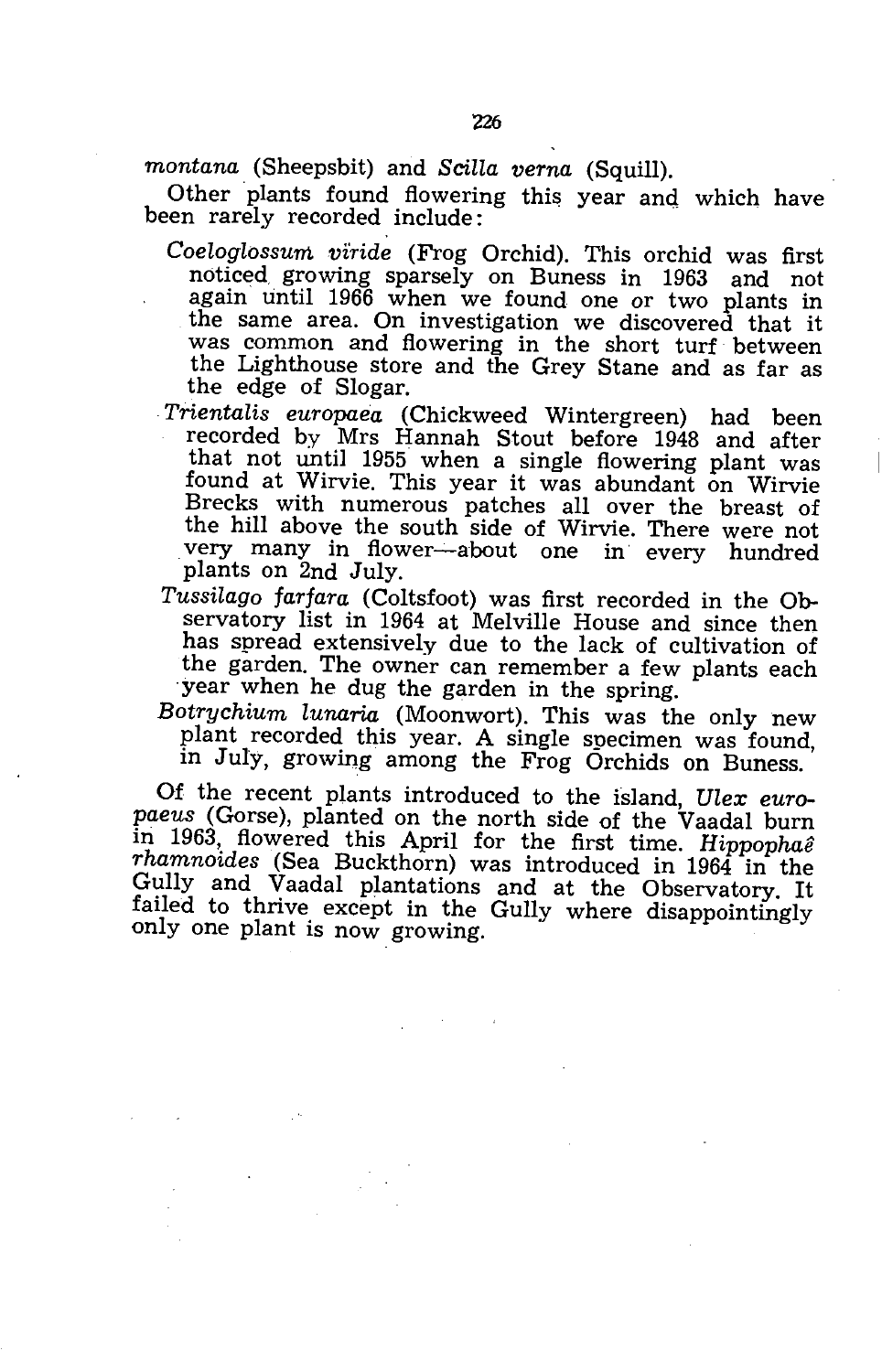*montana* (Sheepsbit) and *Scilla verna* (Squill).

Other plants found flowering this year and which have been rarely recorded include:

*Coeloglossum viride* (Frog Orchid). This orchid was first noticed growing sparsely on Buness in 1963 and not again until 1966 when we found one or two plants in the same area. On investigation we discovered that it was common and flowering in the short turf between the Lighthouse store and the Grey Stane and as far as the edge of Slogar.

*Trientalis europaea* (Chickweed Wintergreen) had been recorded by Mrs Hannah Stout before 1948 and after that not until 1955 when a single flowering plant was found at Wirvie. This year it was abundant on Wirvie Brecks with numerous patches all over the breast of the hill above the south side of Wirvie. There were not very many in flower—about one in every hundred plants on 2nd July.

*Tussilago farfara* (Coltsfoot) was first recorded in the Observatory list in 1964 at Melville House and since then has spread extensively due to the lack of cultivation of the garden. The owner can remember a few plants each year when he dug the garden in the spring.

*Botrychium lunaria* (Moonwort). This was the only new plant recorded this year. A single specimen was found, in July, growing among the Frog Orchids on Buness.

Of the recent plants introduced to the island, *Ulex europaeus* (Gorse), planted on the north side of the Vaadal burn in 1963, flowered this April for the first time. *Hippophaê rhamnoides* (Sea Buckthorn) was introduced in 1964 in the Gully and Vaadal plantations and at the Observatory. It failed to thrive except in the Gully where disappointingly only one plant is now growing.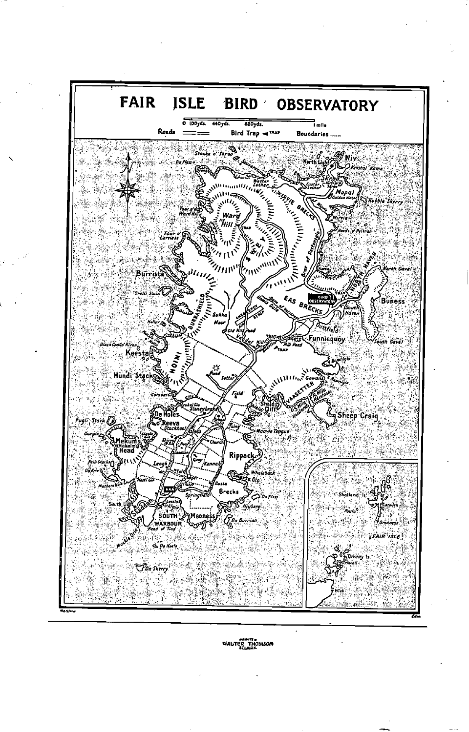# FAIR ISLE BIRD OBSERVATORY

0 100yds. 440yds. 880yds. 1 mile

Roads ═══ Bird Trap ◄TRAP Boundaries ......

PRINTED
WALTER THOMSON
LERWICK